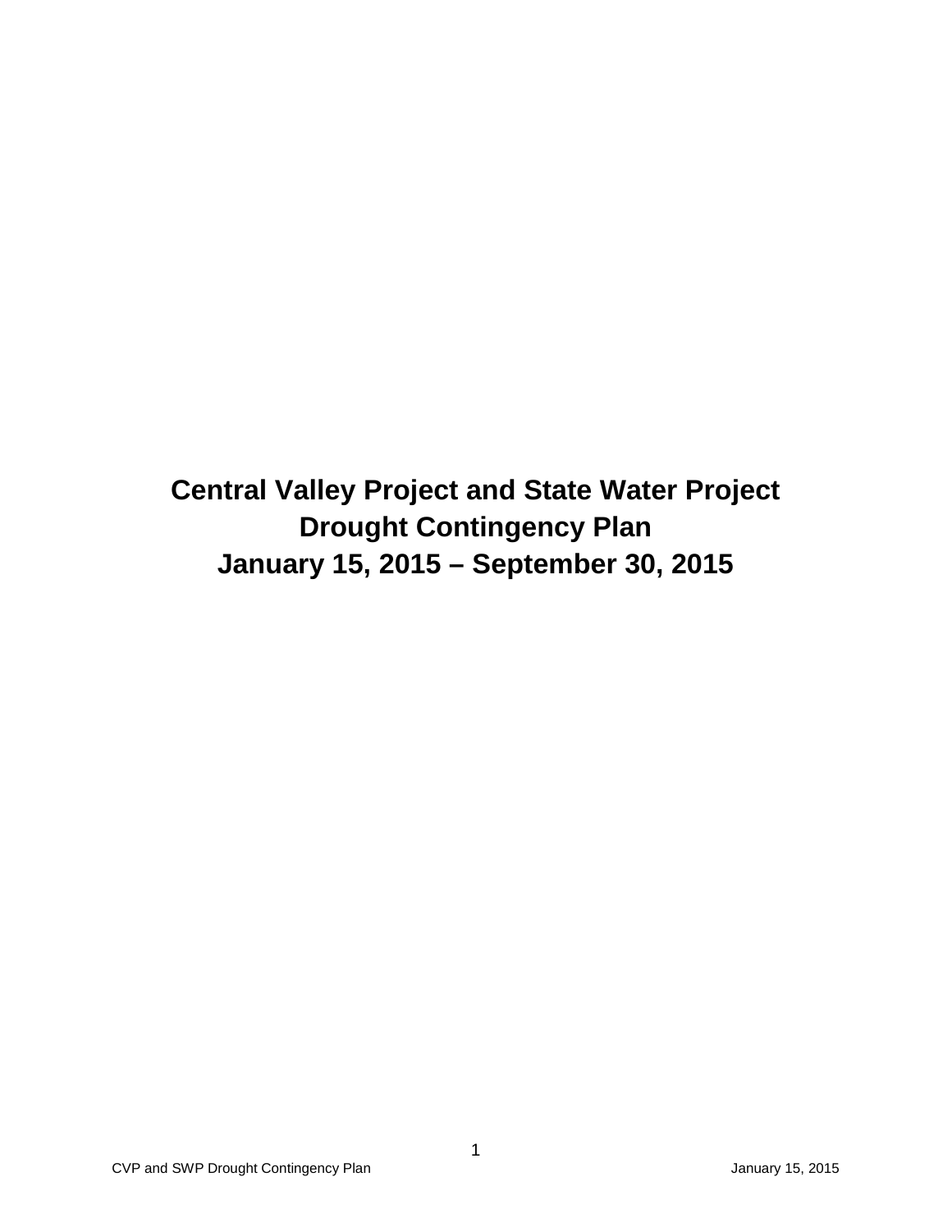# Central Valley Project and State Water Project Drought Contingency Plan January 15, 2015 – September 30, 2015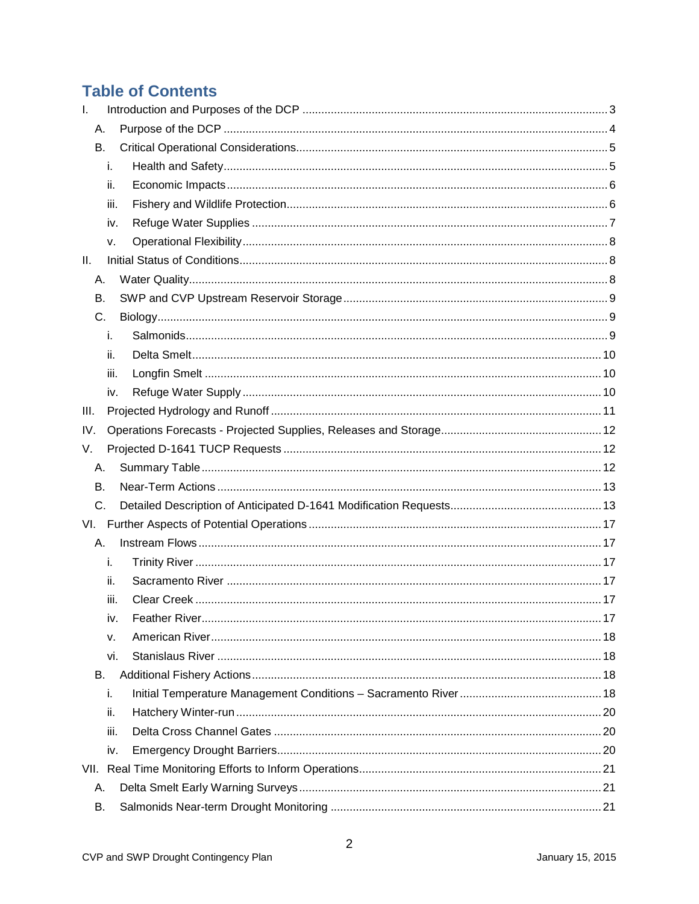# Table of Contents

- I. Introduction and Purposes of the DCP ... 3
  - A. Purpose of the DCP ... 4
  - B. Critical Operational Considerations ... 5
    - i. Health and Safety ... 5
    - ii. Economic Impacts ... 6
    - iii. Fishery and Wildlife Protection ... 6
    - iv. Refuge Water Supplies ... 7
    - v. Operational Flexibility ... 8
- II. Initial Status of Conditions ... 8
  - A. Water Quality ... 8
  - B. SWP and CVP Upstream Reservoir Storage ... 9
  - C. Biology ... 9
    - i. Salmonids ... 9
    - ii. Delta Smelt ... 10
    - iii. Longfin Smelt ... 10
    - iv. Refuge Water Supply ... 10
- III. Projected Hydrology and Runoff ... 11
- IV. Operations Forecasts - Projected Supplies, Releases and Storage ... 12
- V. Projected D-1641 TUCP Requests ... 12
  - A. Summary Table ... 12
  - B. Near-Term Actions ... 13
  - C. Detailed Description of Anticipated D-1641 Modification Requests ... 13
- VI. Further Aspects of Potential Operations ... 17
  - A. Instream Flows ... 17
    - i. Trinity River ... 17
    - ii. Sacramento River ... 17
    - iii. Clear Creek ... 17
    - iv. Feather River ... 17
    - v. American River ... 18
    - vi. Stanislaus River ... 18
  - B. Additional Fishery Actions ... 18
    - i. Initial Temperature Management Conditions – Sacramento River ... 18
    - ii. Hatchery Winter-run ... 20
    - iii. Delta Cross Channel Gates ... 20
    - iv. Emergency Drought Barriers ... 20
- VII. Real Time Monitoring Efforts to Inform Operations ... 21
  - A. Delta Smelt Early Warning Surveys ... 21
  - B. Salmonids Near-term Drought Monitoring ... 21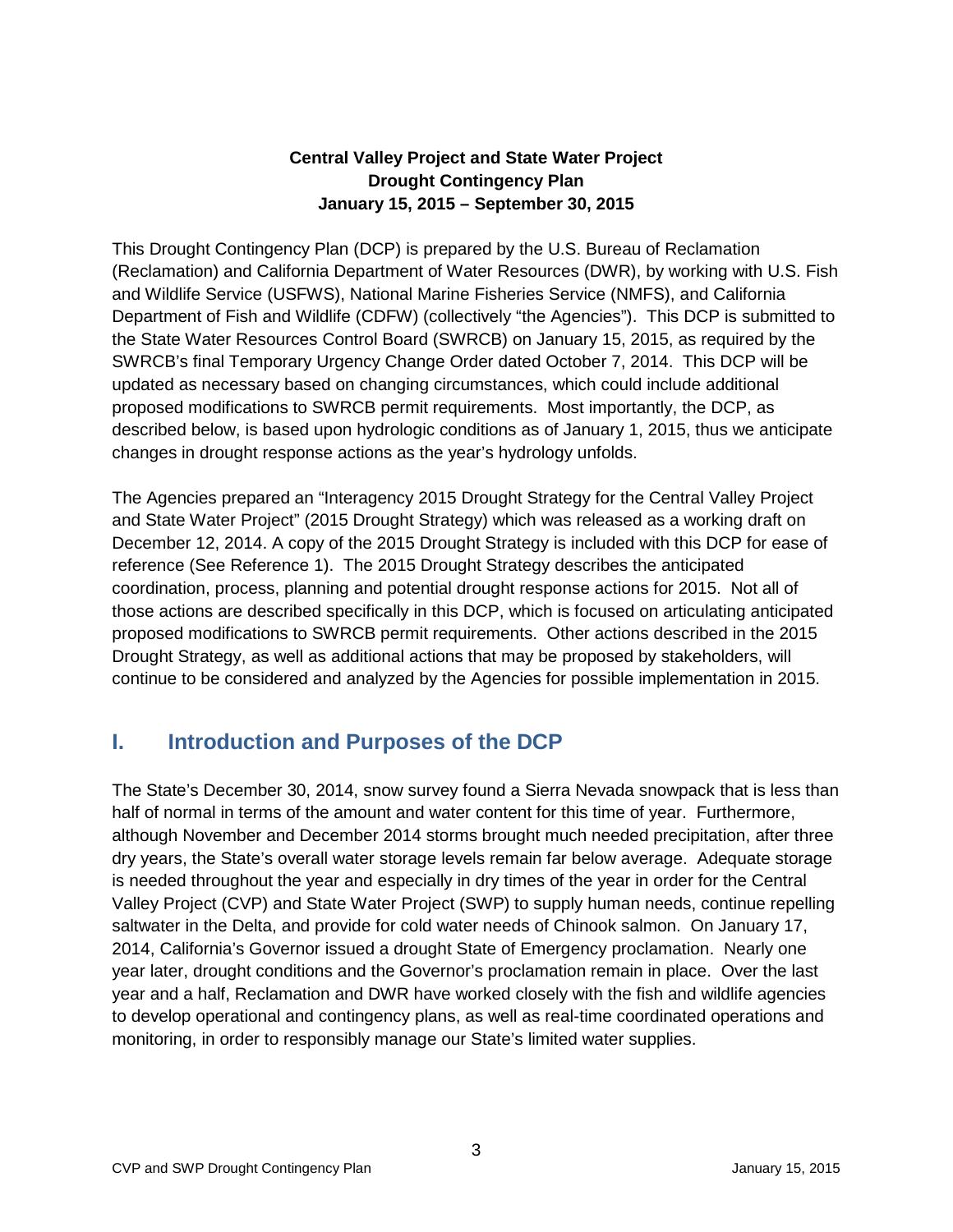**Central Valley Project and State Water Project**
**Drought Contingency Plan**
**January 15, 2015 – September 30, 2015**

This Drought Contingency Plan (DCP) is prepared by the U.S. Bureau of Reclamation (Reclamation) and California Department of Water Resources (DWR), by working with U.S. Fish and Wildlife Service (USFWS), National Marine Fisheries Service (NMFS), and California Department of Fish and Wildlife (CDFW) (collectively "the Agencies"). This DCP is submitted to the State Water Resources Control Board (SWRCB) on January 15, 2015, as required by the SWRCB's final Temporary Urgency Change Order dated October 7, 2014. This DCP will be updated as necessary based on changing circumstances, which could include additional proposed modifications to SWRCB permit requirements. Most importantly, the DCP, as described below, is based upon hydrologic conditions as of January 1, 2015, thus we anticipate changes in drought response actions as the year's hydrology unfolds.

The Agencies prepared an "Interagency 2015 Drought Strategy for the Central Valley Project and State Water Project" (2015 Drought Strategy) which was released as a working draft on December 12, 2014. A copy of the 2015 Drought Strategy is included with this DCP for ease of reference (See Reference 1). The 2015 Drought Strategy describes the anticipated coordination, process, planning and potential drought response actions for 2015. Not all of those actions are described specifically in this DCP, which is focused on articulating anticipated proposed modifications to SWRCB permit requirements. Other actions described in the 2015 Drought Strategy, as well as additional actions that may be proposed by stakeholders, will continue to be considered and analyzed by the Agencies for possible implementation in 2015.

# I. Introduction and Purposes of the DCP

The State's December 30, 2014, snow survey found a Sierra Nevada snowpack that is less than half of normal in terms of the amount and water content for this time of year. Furthermore, although November and December 2014 storms brought much needed precipitation, after three dry years, the State's overall water storage levels remain far below average. Adequate storage is needed throughout the year and especially in dry times of the year in order for the Central Valley Project (CVP) and State Water Project (SWP) to supply human needs, continue repelling saltwater in the Delta, and provide for cold water needs of Chinook salmon. On January 17, 2014, California's Governor issued a drought State of Emergency proclamation. Nearly one year later, drought conditions and the Governor's proclamation remain in place. Over the last year and a half, Reclamation and DWR have worked closely with the fish and wildlife agencies to develop operational and contingency plans, as well as real-time coordinated operations and monitoring, in order to responsibly manage our State's limited water supplies.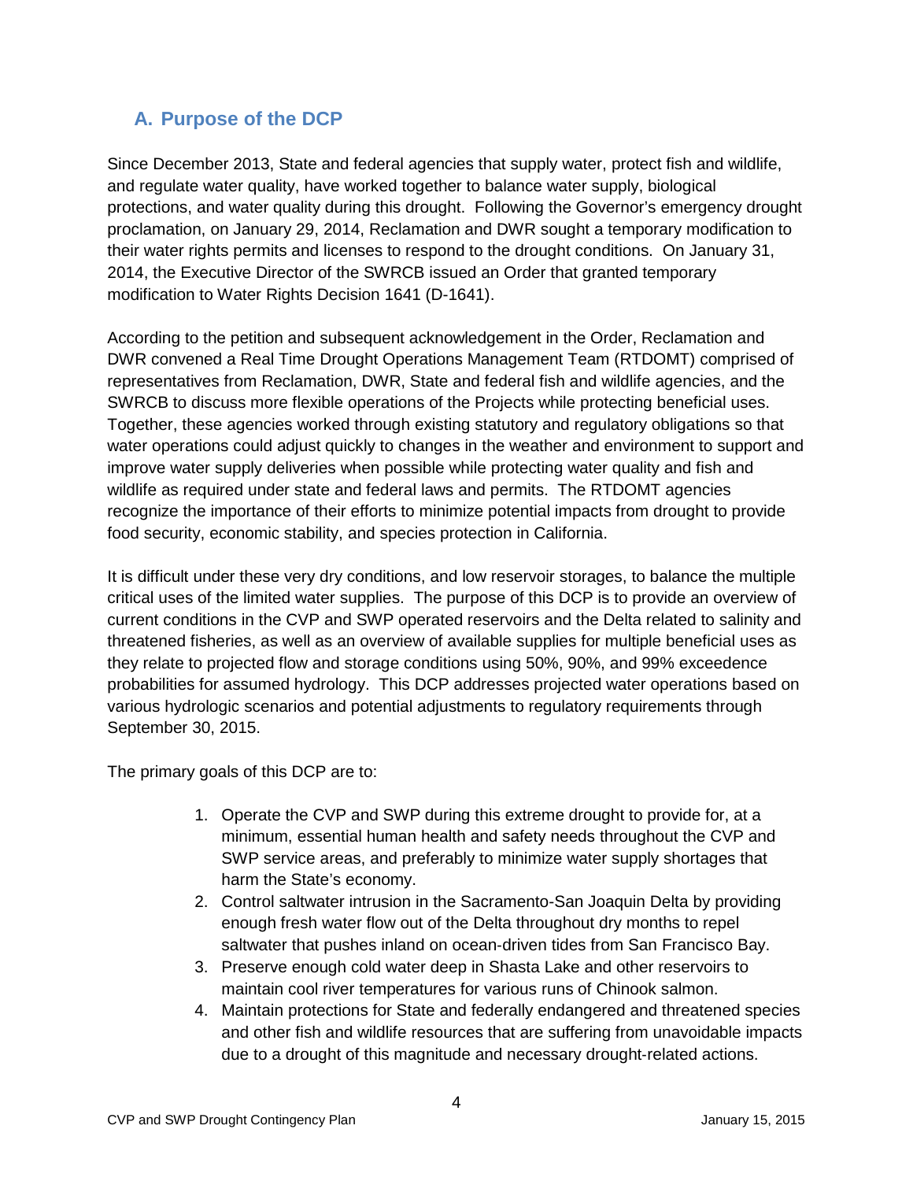## A. Purpose of the DCP

Since December 2013, State and federal agencies that supply water, protect fish and wildlife, and regulate water quality, have worked together to balance water supply, biological protections, and water quality during this drought. Following the Governor's emergency drought proclamation, on January 29, 2014, Reclamation and DWR sought a temporary modification to their water rights permits and licenses to respond to the drought conditions. On January 31, 2014, the Executive Director of the SWRCB issued an Order that granted temporary modification to Water Rights Decision 1641 (D-1641).

According to the petition and subsequent acknowledgement in the Order, Reclamation and DWR convened a Real Time Drought Operations Management Team (RTDOMT) comprised of representatives from Reclamation, DWR, State and federal fish and wildlife agencies, and the SWRCB to discuss more flexible operations of the Projects while protecting beneficial uses. Together, these agencies worked through existing statutory and regulatory obligations so that water operations could adjust quickly to changes in the weather and environment to support and improve water supply deliveries when possible while protecting water quality and fish and wildlife as required under state and federal laws and permits. The RTDOMT agencies recognize the importance of their efforts to minimize potential impacts from drought to provide food security, economic stability, and species protection in California.

It is difficult under these very dry conditions, and low reservoir storages, to balance the multiple critical uses of the limited water supplies. The purpose of this DCP is to provide an overview of current conditions in the CVP and SWP operated reservoirs and the Delta related to salinity and threatened fisheries, as well as an overview of available supplies for multiple beneficial uses as they relate to projected flow and storage conditions using 50%, 90%, and 99% exceedence probabilities for assumed hydrology. This DCP addresses projected water operations based on various hydrologic scenarios and potential adjustments to regulatory requirements through September 30, 2015.

The primary goals of this DCP are to:

1. Operate the CVP and SWP during this extreme drought to provide for, at a minimum, essential human health and safety needs throughout the CVP and SWP service areas, and preferably to minimize water supply shortages that harm the State's economy.
2. Control saltwater intrusion in the Sacramento-San Joaquin Delta by providing enough fresh water flow out of the Delta throughout dry months to repel saltwater that pushes inland on ocean-driven tides from San Francisco Bay.
3. Preserve enough cold water deep in Shasta Lake and other reservoirs to maintain cool river temperatures for various runs of Chinook salmon.
4. Maintain protections for State and federally endangered and threatened species and other fish and wildlife resources that are suffering from unavoidable impacts due to a drought of this magnitude and necessary drought-related actions.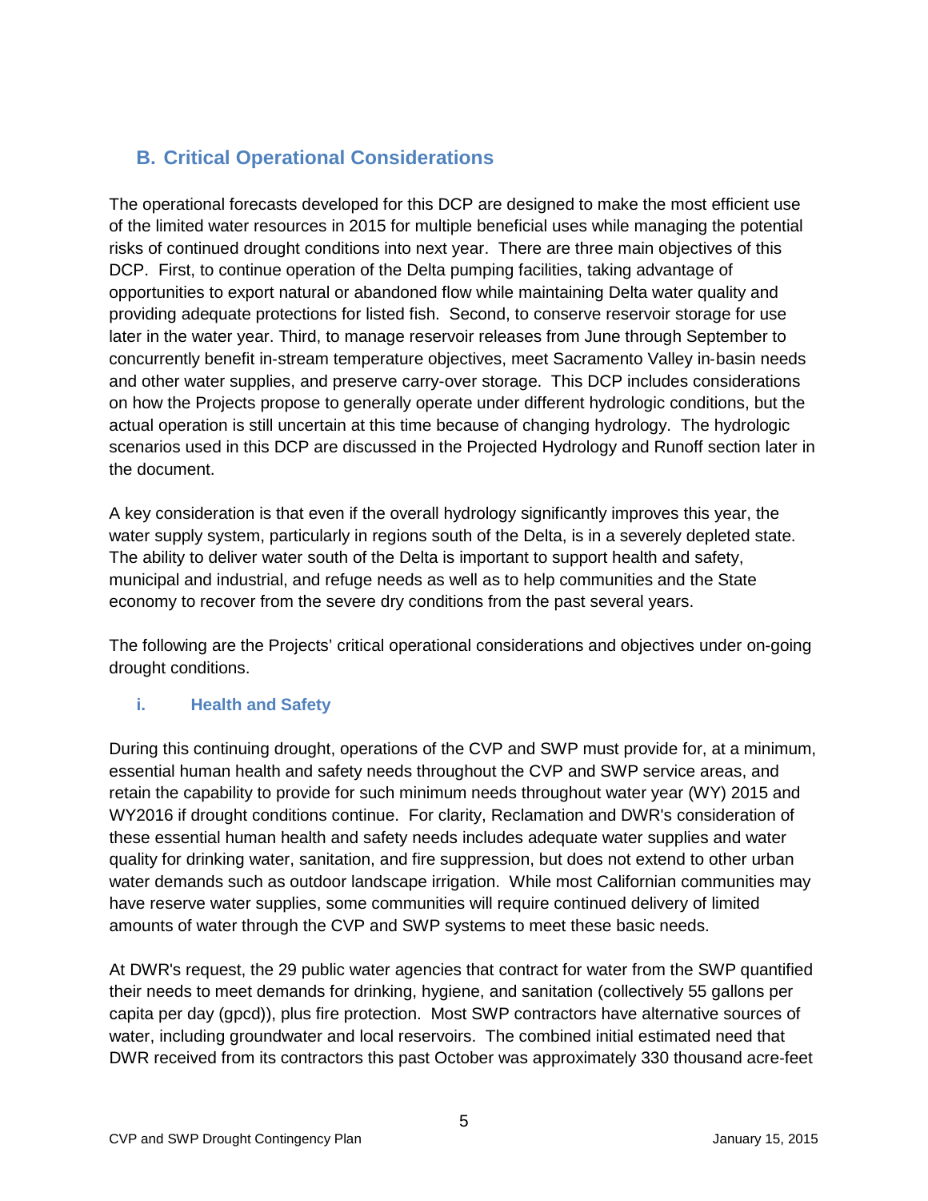## B. Critical Operational Considerations

The operational forecasts developed for this DCP are designed to make the most efficient use of the limited water resources in 2015 for multiple beneficial uses while managing the potential risks of continued drought conditions into next year. There are three main objectives of this DCP. First, to continue operation of the Delta pumping facilities, taking advantage of opportunities to export natural or abandoned flow while maintaining Delta water quality and providing adequate protections for listed fish. Second, to conserve reservoir storage for use later in the water year. Third, to manage reservoir releases from June through September to concurrently benefit in-stream temperature objectives, meet Sacramento Valley in-basin needs and other water supplies, and preserve carry-over storage. This DCP includes considerations on how the Projects propose to generally operate under different hydrologic conditions, but the actual operation is still uncertain at this time because of changing hydrology. The hydrologic scenarios used in this DCP are discussed in the Projected Hydrology and Runoff section later in the document.

A key consideration is that even if the overall hydrology significantly improves this year, the water supply system, particularly in regions south of the Delta, is in a severely depleted state. The ability to deliver water south of the Delta is important to support health and safety, municipal and industrial, and refuge needs as well as to help communities and the State economy to recover from the severe dry conditions from the past several years.

The following are the Projects' critical operational considerations and objectives under on-going drought conditions.

### i. Health and Safety

During this continuing drought, operations of the CVP and SWP must provide for, at a minimum, essential human health and safety needs throughout the CVP and SWP service areas, and retain the capability to provide for such minimum needs throughout water year (WY) 2015 and WY2016 if drought conditions continue. For clarity, Reclamation and DWR's consideration of these essential human health and safety needs includes adequate water supplies and water quality for drinking water, sanitation, and fire suppression, but does not extend to other urban water demands such as outdoor landscape irrigation. While most Californian communities may have reserve water supplies, some communities will require continued delivery of limited amounts of water through the CVP and SWP systems to meet these basic needs.

At DWR's request, the 29 public water agencies that contract for water from the SWP quantified their needs to meet demands for drinking, hygiene, and sanitation (collectively 55 gallons per capita per day (gpcd)), plus fire protection. Most SWP contractors have alternative sources of water, including groundwater and local reservoirs. The combined initial estimated need that DWR received from its contractors this past October was approximately 330 thousand acre-feet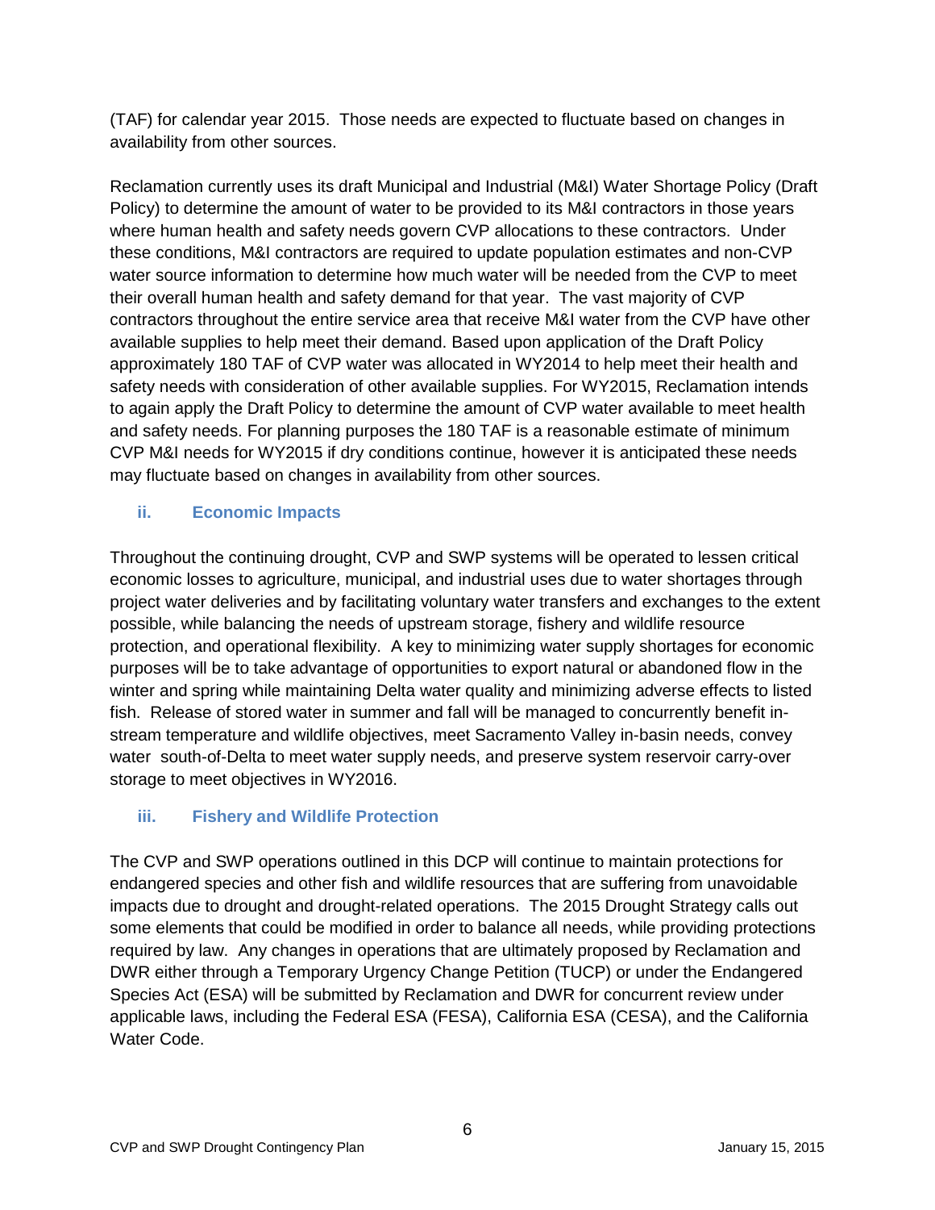(TAF) for calendar year 2015. Those needs are expected to fluctuate based on changes in availability from other sources.

Reclamation currently uses its draft Municipal and Industrial (M&I) Water Shortage Policy (Draft Policy) to determine the amount of water to be provided to its M&I contractors in those years where human health and safety needs govern CVP allocations to these contractors. Under these conditions, M&I contractors are required to update population estimates and non-CVP water source information to determine how much water will be needed from the CVP to meet their overall human health and safety demand for that year. The vast majority of CVP contractors throughout the entire service area that receive M&I water from the CVP have other available supplies to help meet their demand. Based upon application of the Draft Policy approximately 180 TAF of CVP water was allocated in WY2014 to help meet their health and safety needs with consideration of other available supplies. For WY2015, Reclamation intends to again apply the Draft Policy to determine the amount of CVP water available to meet health and safety needs. For planning purposes the 180 TAF is a reasonable estimate of minimum CVP M&I needs for WY2015 if dry conditions continue, however it is anticipated these needs may fluctuate based on changes in availability from other sources.

### ii. Economic Impacts

Throughout the continuing drought, CVP and SWP systems will be operated to lessen critical economic losses to agriculture, municipal, and industrial uses due to water shortages through project water deliveries and by facilitating voluntary water transfers and exchanges to the extent possible, while balancing the needs of upstream storage, fishery and wildlife resource protection, and operational flexibility. A key to minimizing water supply shortages for economic purposes will be to take advantage of opportunities to export natural or abandoned flow in the winter and spring while maintaining Delta water quality and minimizing adverse effects to listed fish. Release of stored water in summer and fall will be managed to concurrently benefit in-stream temperature and wildlife objectives, meet Sacramento Valley in-basin needs, convey water south-of-Delta to meet water supply needs, and preserve system reservoir carry-over storage to meet objectives in WY2016.

### iii. Fishery and Wildlife Protection

The CVP and SWP operations outlined in this DCP will continue to maintain protections for endangered species and other fish and wildlife resources that are suffering from unavoidable impacts due to drought and drought-related operations. The 2015 Drought Strategy calls out some elements that could be modified in order to balance all needs, while providing protections required by law. Any changes in operations that are ultimately proposed by Reclamation and DWR either through a Temporary Urgency Change Petition (TUCP) or under the Endangered Species Act (ESA) will be submitted by Reclamation and DWR for concurrent review under applicable laws, including the Federal ESA (FESA), California ESA (CESA), and the California Water Code.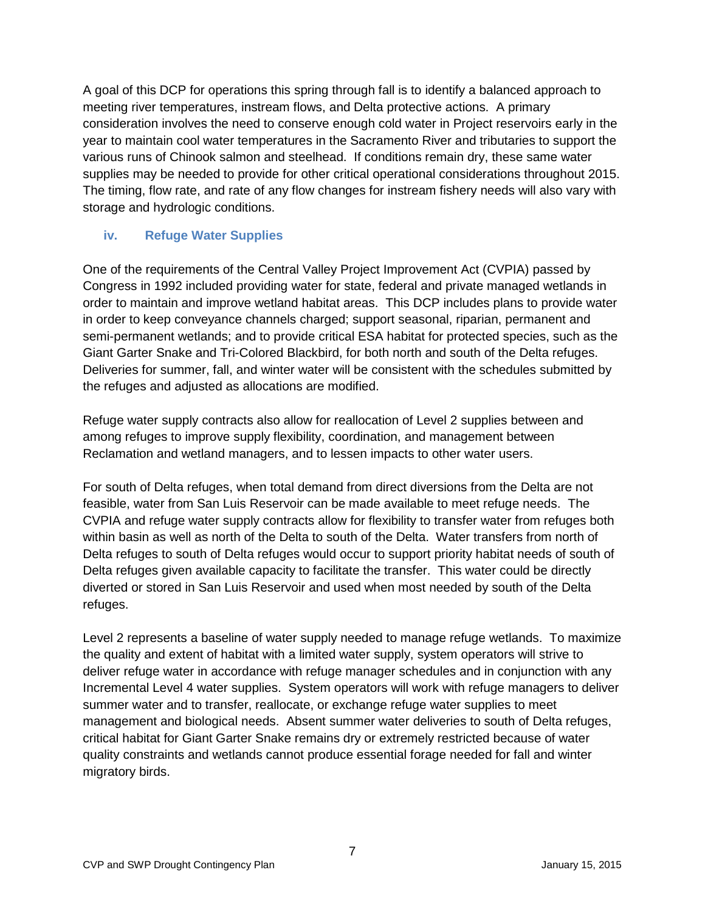A goal of this DCP for operations this spring through fall is to identify a balanced approach to meeting river temperatures, instream flows, and Delta protective actions. A primary consideration involves the need to conserve enough cold water in Project reservoirs early in the year to maintain cool water temperatures in the Sacramento River and tributaries to support the various runs of Chinook salmon and steelhead. If conditions remain dry, these same water supplies may be needed to provide for other critical operational considerations throughout 2015. The timing, flow rate, and rate of any flow changes for instream fishery needs will also vary with storage and hydrologic conditions.

### iv. Refuge Water Supplies

One of the requirements of the Central Valley Project Improvement Act (CVPIA) passed by Congress in 1992 included providing water for state, federal and private managed wetlands in order to maintain and improve wetland habitat areas. This DCP includes plans to provide water in order to keep conveyance channels charged; support seasonal, riparian, permanent and semi-permanent wetlands; and to provide critical ESA habitat for protected species, such as the Giant Garter Snake and Tri-Colored Blackbird, for both north and south of the Delta refuges. Deliveries for summer, fall, and winter water will be consistent with the schedules submitted by the refuges and adjusted as allocations are modified.

Refuge water supply contracts also allow for reallocation of Level 2 supplies between and among refuges to improve supply flexibility, coordination, and management between Reclamation and wetland managers, and to lessen impacts to other water users.

For south of Delta refuges, when total demand from direct diversions from the Delta are not feasible, water from San Luis Reservoir can be made available to meet refuge needs. The CVPIA and refuge water supply contracts allow for flexibility to transfer water from refuges both within basin as well as north of the Delta to south of the Delta. Water transfers from north of Delta refuges to south of Delta refuges would occur to support priority habitat needs of south of Delta refuges given available capacity to facilitate the transfer. This water could be directly diverted or stored in San Luis Reservoir and used when most needed by south of the Delta refuges.

Level 2 represents a baseline of water supply needed to manage refuge wetlands. To maximize the quality and extent of habitat with a limited water supply, system operators will strive to deliver refuge water in accordance with refuge manager schedules and in conjunction with any Incremental Level 4 water supplies. System operators will work with refuge managers to deliver summer water and to transfer, reallocate, or exchange refuge water supplies to meet management and biological needs. Absent summer water deliveries to south of Delta refuges, critical habitat for Giant Garter Snake remains dry or extremely restricted because of water quality constraints and wetlands cannot produce essential forage needed for fall and winter migratory birds.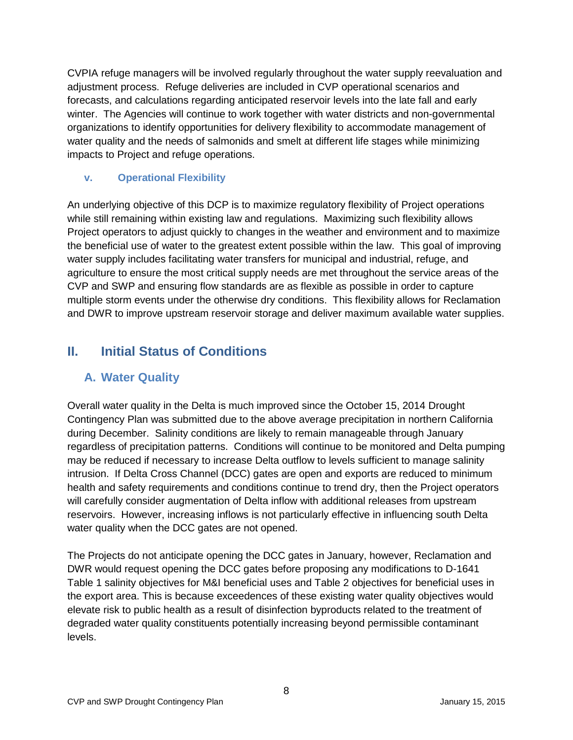CVPIA refuge managers will be involved regularly throughout the water supply reevaluation and adjustment process. Refuge deliveries are included in CVP operational scenarios and forecasts, and calculations regarding anticipated reservoir levels into the late fall and early winter. The Agencies will continue to work together with water districts and non-governmental organizations to identify opportunities for delivery flexibility to accommodate management of water quality and the needs of salmonids and smelt at different life stages while minimizing impacts to Project and refuge operations.

#### v. Operational Flexibility

An underlying objective of this DCP is to maximize regulatory flexibility of Project operations while still remaining within existing law and regulations. Maximizing such flexibility allows Project operators to adjust quickly to changes in the weather and environment and to maximize the beneficial use of water to the greatest extent possible within the law. This goal of improving water supply includes facilitating water transfers for municipal and industrial, refuge, and agriculture to ensure the most critical supply needs are met throughout the service areas of the CVP and SWP and ensuring flow standards are as flexible as possible in order to capture multiple storm events under the otherwise dry conditions. This flexibility allows for Reclamation and DWR to improve upstream reservoir storage and deliver maximum available water supplies.

## II. Initial Status of Conditions

### A. Water Quality

Overall water quality in the Delta is much improved since the October 15, 2014 Drought Contingency Plan was submitted due to the above average precipitation in northern California during December. Salinity conditions are likely to remain manageable through January regardless of precipitation patterns. Conditions will continue to be monitored and Delta pumping may be reduced if necessary to increase Delta outflow to levels sufficient to manage salinity intrusion. If Delta Cross Channel (DCC) gates are open and exports are reduced to minimum health and safety requirements and conditions continue to trend dry, then the Project operators will carefully consider augmentation of Delta inflow with additional releases from upstream reservoirs. However, increasing inflows is not particularly effective in influencing south Delta water quality when the DCC gates are not opened.

The Projects do not anticipate opening the DCC gates in January, however, Reclamation and DWR would request opening the DCC gates before proposing any modifications to D-1641 Table 1 salinity objectives for M&I beneficial uses and Table 2 objectives for beneficial uses in the export area. This is because exceedences of these existing water quality objectives would elevate risk to public health as a result of disinfection byproducts related to the treatment of degraded water quality constituents potentially increasing beyond permissible contaminant levels.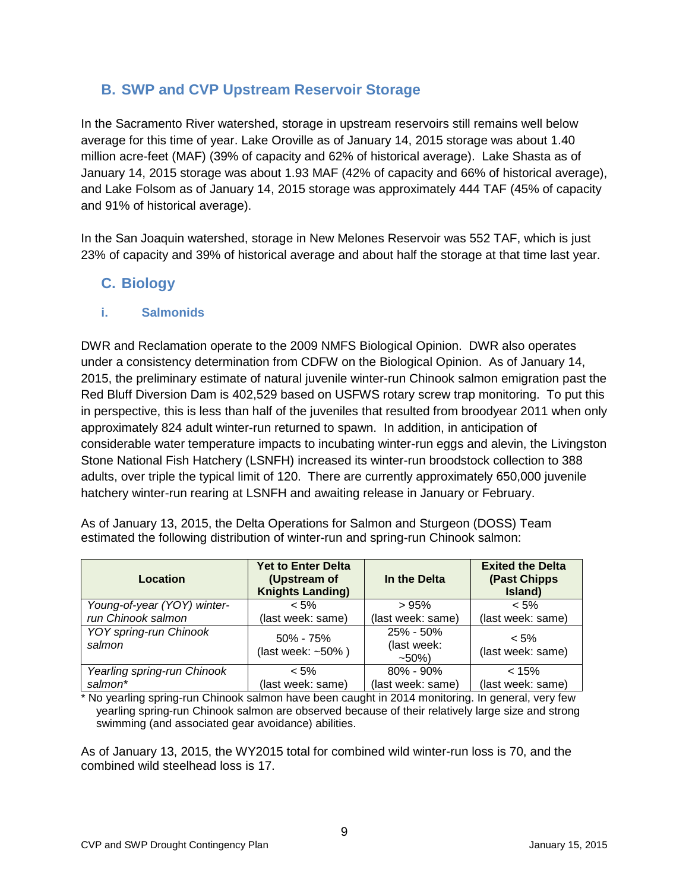## B. SWP and CVP Upstream Reservoir Storage

In the Sacramento River watershed, storage in upstream reservoirs still remains well below average for this time of year. Lake Oroville as of January 14, 2015 storage was about 1.40 million acre-feet (MAF) (39% of capacity and 62% of historical average). Lake Shasta as of January 14, 2015 storage was about 1.93 MAF (42% of capacity and 66% of historical average), and Lake Folsom as of January 14, 2015 storage was approximately 444 TAF (45% of capacity and 91% of historical average).

In the San Joaquin watershed, storage in New Melones Reservoir was 552 TAF, which is just 23% of capacity and 39% of historical average and about half the storage at that time last year.

## C. Biology

### i. Salmonids

DWR and Reclamation operate to the 2009 NMFS Biological Opinion. DWR also operates under a consistency determination from CDFW on the Biological Opinion. As of January 14, 2015, the preliminary estimate of natural juvenile winter-run Chinook salmon emigration past the Red Bluff Diversion Dam is 402,529 based on USFWS rotary screw trap monitoring. To put this in perspective, this is less than half of the juveniles that resulted from broodyear 2011 when only approximately 824 adult winter-run returned to spawn. In addition, in anticipation of considerable water temperature impacts to incubating winter-run eggs and alevin, the Livingston Stone National Fish Hatchery (LSNFH) increased its winter-run broodstock collection to 388 adults, over triple the typical limit of 120. There are currently approximately 650,000 juvenile hatchery winter-run rearing at LSNFH and awaiting release in January or February.

As of January 13, 2015, the Delta Operations for Salmon and Sturgeon (DOSS) Team estimated the following distribution of winter-run and spring-run Chinook salmon:

| Location | Yet to Enter Delta (Upstream of Knights Landing) | In the Delta | Exited the Delta (Past Chipps Island) |
|---|---|---|---|
| *Young-of-year (YOY) winter-run Chinook salmon* | < 5% (last week: same) | > 95% (last week: same) | < 5% (last week: same) |
| *YOY spring-run Chinook salmon* | 50% - 75% (last week: ~50% ) | 25% - 50% (last week: ~50%) | < 5% (last week: same) |
| *Yearling spring-run Chinook salmon** | < 5% (last week: same) | 80% - 90% (last week: same) | < 15% (last week: same) |

\* No yearling spring-run Chinook salmon have been caught in 2014 monitoring. In general, very few yearling spring-run Chinook salmon are observed because of their relatively large size and strong swimming (and associated gear avoidance) abilities.

As of January 13, 2015, the WY2015 total for combined wild winter-run loss is 70, and the combined wild steelhead loss is 17.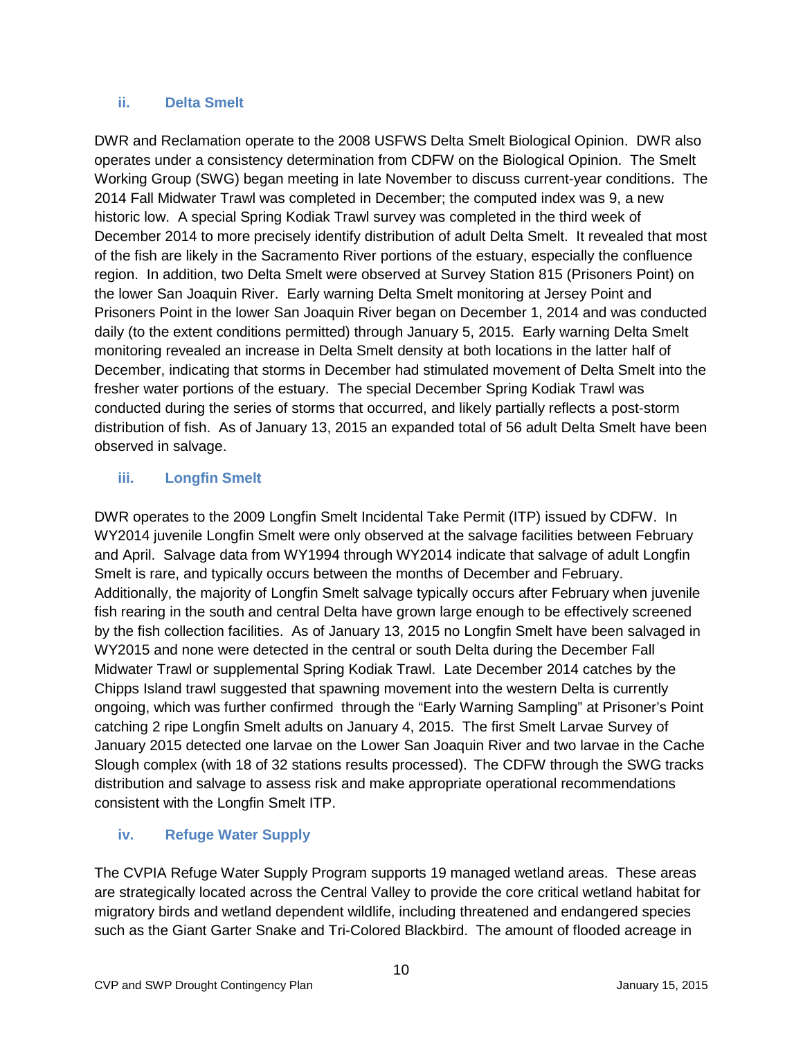### ii. Delta Smelt

DWR and Reclamation operate to the 2008 USFWS Delta Smelt Biological Opinion. DWR also operates under a consistency determination from CDFW on the Biological Opinion. The Smelt Working Group (SWG) began meeting in late November to discuss current-year conditions. The 2014 Fall Midwater Trawl was completed in December; the computed index was 9, a new historic low. A special Spring Kodiak Trawl survey was completed in the third week of December 2014 to more precisely identify distribution of adult Delta Smelt. It revealed that most of the fish are likely in the Sacramento River portions of the estuary, especially the confluence region. In addition, two Delta Smelt were observed at Survey Station 815 (Prisoners Point) on the lower San Joaquin River. Early warning Delta Smelt monitoring at Jersey Point and Prisoners Point in the lower San Joaquin River began on December 1, 2014 and was conducted daily (to the extent conditions permitted) through January 5, 2015. Early warning Delta Smelt monitoring revealed an increase in Delta Smelt density at both locations in the latter half of December, indicating that storms in December had stimulated movement of Delta Smelt into the fresher water portions of the estuary. The special December Spring Kodiak Trawl was conducted during the series of storms that occurred, and likely partially reflects a post-storm distribution of fish. As of January 13, 2015 an expanded total of 56 adult Delta Smelt have been observed in salvage.

### iii. Longfin Smelt

DWR operates to the 2009 Longfin Smelt Incidental Take Permit (ITP) issued by CDFW. In WY2014 juvenile Longfin Smelt were only observed at the salvage facilities between February and April. Salvage data from WY1994 through WY2014 indicate that salvage of adult Longfin Smelt is rare, and typically occurs between the months of December and February. Additionally, the majority of Longfin Smelt salvage typically occurs after February when juvenile fish rearing in the south and central Delta have grown large enough to be effectively screened by the fish collection facilities. As of January 13, 2015 no Longfin Smelt have been salvaged in WY2015 and none were detected in the central or south Delta during the December Fall Midwater Trawl or supplemental Spring Kodiak Trawl. Late December 2014 catches by the Chipps Island trawl suggested that spawning movement into the western Delta is currently ongoing, which was further confirmed through the "Early Warning Sampling" at Prisoner's Point catching 2 ripe Longfin Smelt adults on January 4, 2015. The first Smelt Larvae Survey of January 2015 detected one larvae on the Lower San Joaquin River and two larvae in the Cache Slough complex (with 18 of 32 stations results processed). The CDFW through the SWG tracks distribution and salvage to assess risk and make appropriate operational recommendations consistent with the Longfin Smelt ITP.

### iv. Refuge Water Supply

The CVPIA Refuge Water Supply Program supports 19 managed wetland areas. These areas are strategically located across the Central Valley to provide the core critical wetland habitat for migratory birds and wetland dependent wildlife, including threatened and endangered species such as the Giant Garter Snake and Tri-Colored Blackbird. The amount of flooded acreage in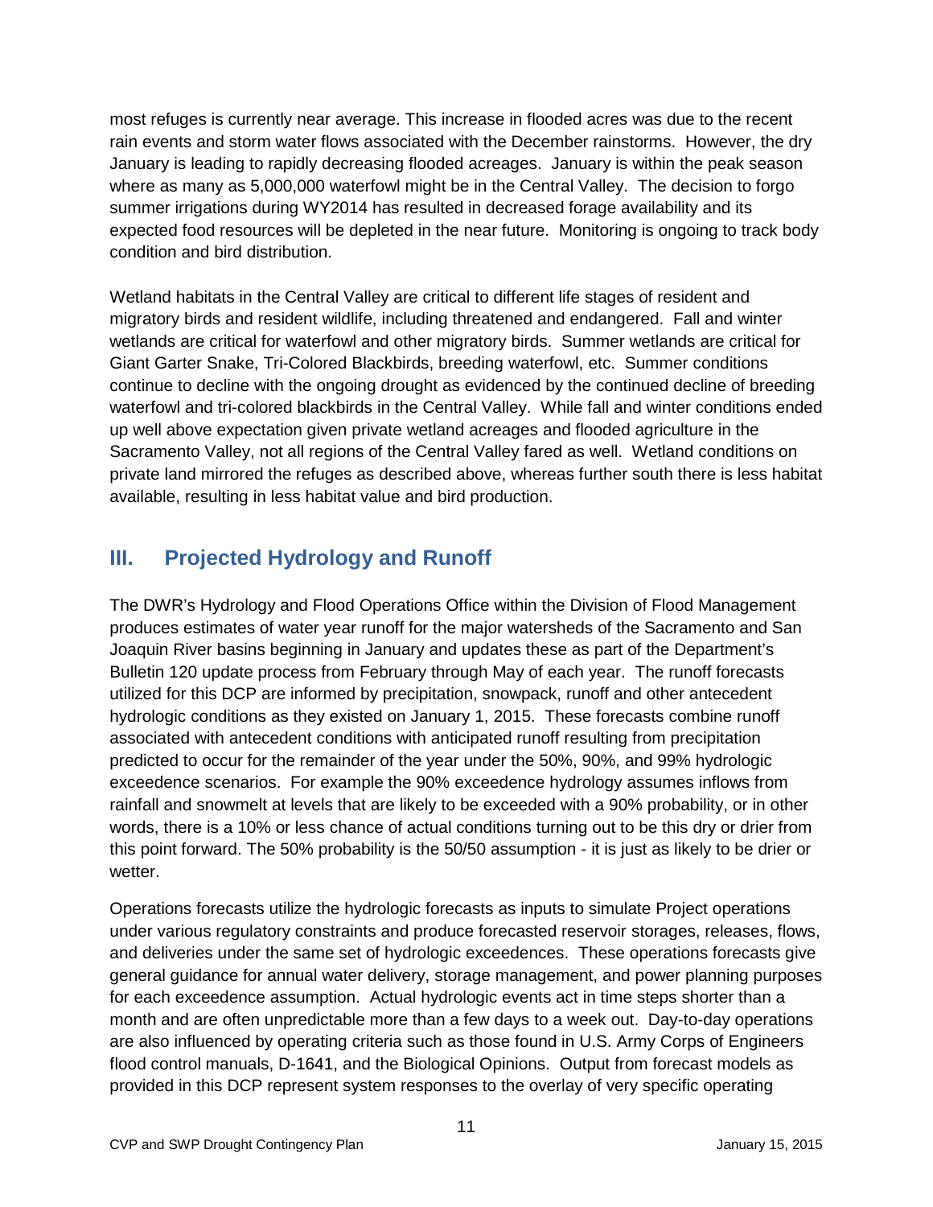most refuges is currently near average. This increase in flooded acres was due to the recent rain events and storm water flows associated with the December rainstorms. However, the dry January is leading to rapidly decreasing flooded acreages. January is within the peak season where as many as 5,000,000 waterfowl might be in the Central Valley. The decision to forgo summer irrigations during WY2014 has resulted in decreased forage availability and its expected food resources will be depleted in the near future. Monitoring is ongoing to track body condition and bird distribution.

Wetland habitats in the Central Valley are critical to different life stages of resident and migratory birds and resident wildlife, including threatened and endangered. Fall and winter wetlands are critical for waterfowl and other migratory birds. Summer wetlands are critical for Giant Garter Snake, Tri-Colored Blackbirds, breeding waterfowl, etc. Summer conditions continue to decline with the ongoing drought as evidenced by the continued decline of breeding waterfowl and tri-colored blackbirds in the Central Valley. While fall and winter conditions ended up well above expectation given private wetland acreages and flooded agriculture in the Sacramento Valley, not all regions of the Central Valley fared as well. Wetland conditions on private land mirrored the refuges as described above, whereas further south there is less habitat available, resulting in less habitat value and bird production.

## III. Projected Hydrology and Runoff

The DWR's Hydrology and Flood Operations Office within the Division of Flood Management produces estimates of water year runoff for the major watersheds of the Sacramento and San Joaquin River basins beginning in January and updates these as part of the Department's Bulletin 120 update process from February through May of each year. The runoff forecasts utilized for this DCP are informed by precipitation, snowpack, runoff and other antecedent hydrologic conditions as they existed on January 1, 2015. These forecasts combine runoff associated with antecedent conditions with anticipated runoff resulting from precipitation predicted to occur for the remainder of the year under the 50%, 90%, and 99% hydrologic exceedence scenarios. For example the 90% exceedence hydrology assumes inflows from rainfall and snowmelt at levels that are likely to be exceeded with a 90% probability, or in other words, there is a 10% or less chance of actual conditions turning out to be this dry or drier from this point forward. The 50% probability is the 50/50 assumption - it is just as likely to be drier or wetter.

Operations forecasts utilize the hydrologic forecasts as inputs to simulate Project operations under various regulatory constraints and produce forecasted reservoir storages, releases, flows, and deliveries under the same set of hydrologic exceedences. These operations forecasts give general guidance for annual water delivery, storage management, and power planning purposes for each exceedence assumption. Actual hydrologic events act in time steps shorter than a month and are often unpredictable more than a few days to a week out. Day-to-day operations are also influenced by operating criteria such as those found in U.S. Army Corps of Engineers flood control manuals, D-1641, and the Biological Opinions. Output from forecast models as provided in this DCP represent system responses to the overlay of very specific operating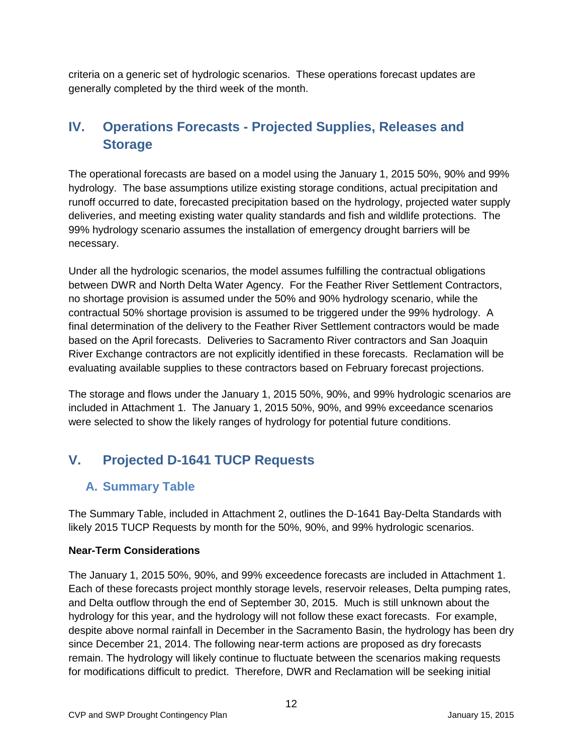criteria on a generic set of hydrologic scenarios. These operations forecast updates are generally completed by the third week of the month.

# IV. Operations Forecasts - Projected Supplies, Releases and Storage

The operational forecasts are based on a model using the January 1, 2015 50%, 90% and 99% hydrology. The base assumptions utilize existing storage conditions, actual precipitation and runoff occurred to date, forecasted precipitation based on the hydrology, projected water supply deliveries, and meeting existing water quality standards and fish and wildlife protections. The 99% hydrology scenario assumes the installation of emergency drought barriers will be necessary.

Under all the hydrologic scenarios, the model assumes fulfilling the contractual obligations between DWR and North Delta Water Agency. For the Feather River Settlement Contractors, no shortage provision is assumed under the 50% and 90% hydrology scenario, while the contractual 50% shortage provision is assumed to be triggered under the 99% hydrology. A final determination of the delivery to the Feather River Settlement contractors would be made based on the April forecasts. Deliveries to Sacramento River contractors and San Joaquin River Exchange contractors are not explicitly identified in these forecasts. Reclamation will be evaluating available supplies to these contractors based on February forecast projections.

The storage and flows under the January 1, 2015 50%, 90%, and 99% hydrologic scenarios are included in Attachment 1. The January 1, 2015 50%, 90%, and 99% exceedance scenarios were selected to show the likely ranges of hydrology for potential future conditions.

# V. Projected D-1641 TUCP Requests

## A. Summary Table

The Summary Table, included in Attachment 2, outlines the D-1641 Bay-Delta Standards with likely 2015 TUCP Requests by month for the 50%, 90%, and 99% hydrologic scenarios.

**Near-Term Considerations**

The January 1, 2015 50%, 90%, and 99% exceedence forecasts are included in Attachment 1. Each of these forecasts project monthly storage levels, reservoir releases, Delta pumping rates, and Delta outflow through the end of September 30, 2015. Much is still unknown about the hydrology for this year, and the hydrology will not follow these exact forecasts. For example, despite above normal rainfall in December in the Sacramento Basin, the hydrology has been dry since December 21, 2014. The following near-term actions are proposed as dry forecasts remain. The hydrology will likely continue to fluctuate between the scenarios making requests for modifications difficult to predict. Therefore, DWR and Reclamation will be seeking initial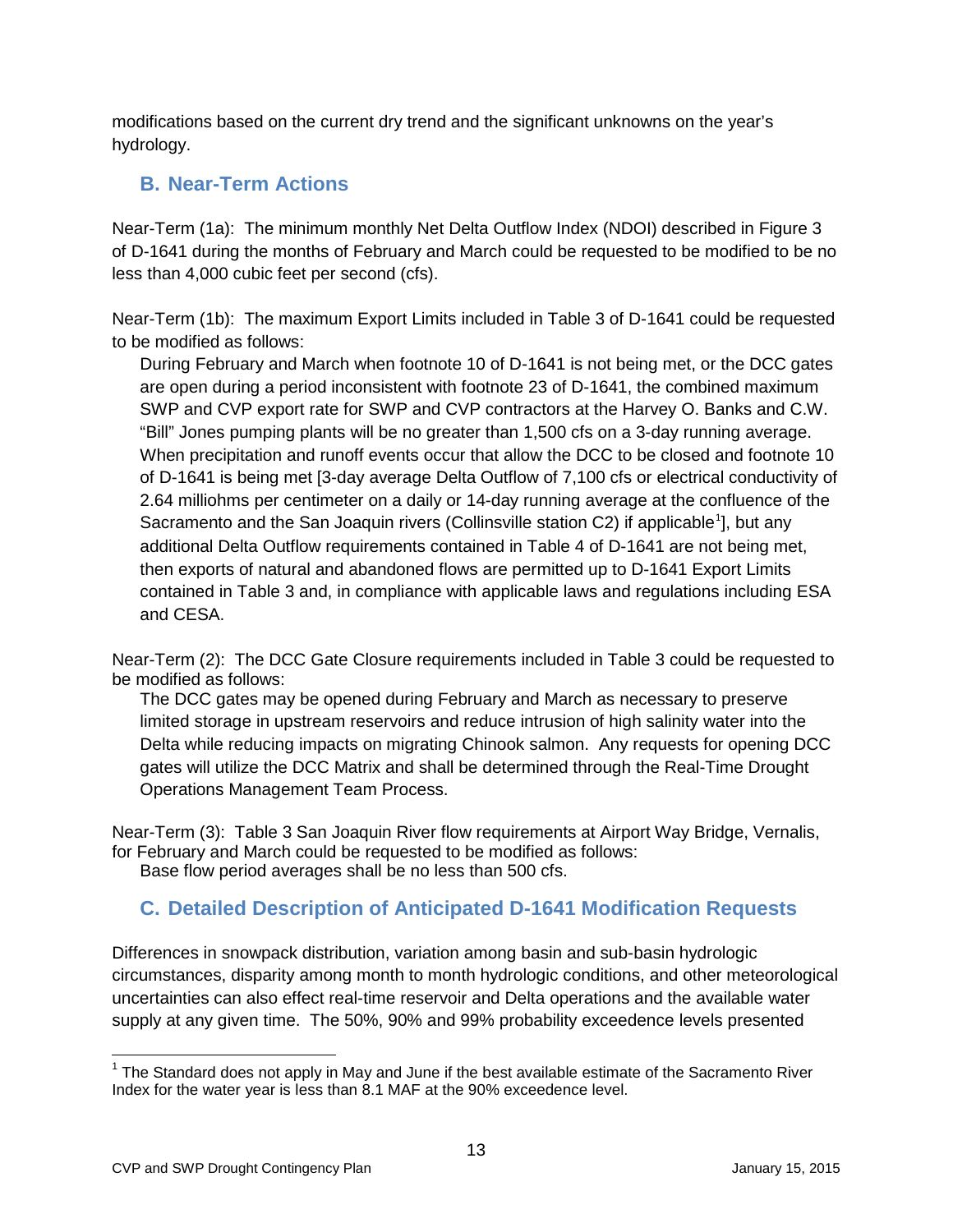modifications based on the current dry trend and the significant unknowns on the year's hydrology.

## B. Near-Term Actions

Near-Term (1a): The minimum monthly Net Delta Outflow Index (NDOI) described in Figure 3 of D-1641 during the months of February and March could be requested to be modified to be no less than 4,000 cubic feet per second (cfs).

Near-Term (1b): The maximum Export Limits included in Table 3 of D-1641 could be requested to be modified as follows:

> During February and March when footnote 10 of D-1641 is not being met, or the DCC gates are open during a period inconsistent with footnote 23 of D-1641, the combined maximum SWP and CVP export rate for SWP and CVP contractors at the Harvey O. Banks and C.W. "Bill" Jones pumping plants will be no greater than 1,500 cfs on a 3-day running average. When precipitation and runoff events occur that allow the DCC to be closed and footnote 10 of D-1641 is being met [3-day average Delta Outflow of 7,100 cfs or electrical conductivity of 2.64 milliohms per centimeter on a daily or 14-day running average at the confluence of the Sacramento and the San Joaquin rivers (Collinsville station C2) if applicable[1]], but any additional Delta Outflow requirements contained in Table 4 of D-1641 are not being met, then exports of natural and abandoned flows are permitted up to D-1641 Export Limits contained in Table 3 and, in compliance with applicable laws and regulations including ESA and CESA.

Near-Term (2): The DCC Gate Closure requirements included in Table 3 could be requested to be modified as follows:

> The DCC gates may be opened during February and March as necessary to preserve limited storage in upstream reservoirs and reduce intrusion of high salinity water into the Delta while reducing impacts on migrating Chinook salmon. Any requests for opening DCC gates will utilize the DCC Matrix and shall be determined through the Real-Time Drought Operations Management Team Process.

Near-Term (3): Table 3 San Joaquin River flow requirements at Airport Way Bridge, Vernalis, for February and March could be requested to be modified as follows:

> Base flow period averages shall be no less than 500 cfs.

## C. Detailed Description of Anticipated D-1641 Modification Requests

Differences in snowpack distribution, variation among basin and sub-basin hydrologic circumstances, disparity among month to month hydrologic conditions, and other meteorological uncertainties can also effect real-time reservoir and Delta operations and the available water supply at any given time. The 50%, 90% and 99% probability exceedence levels presented

---

[1] The Standard does not apply in May and June if the best available estimate of the Sacramento River Index for the water year is less than 8.1 MAF at the 90% exceedence level.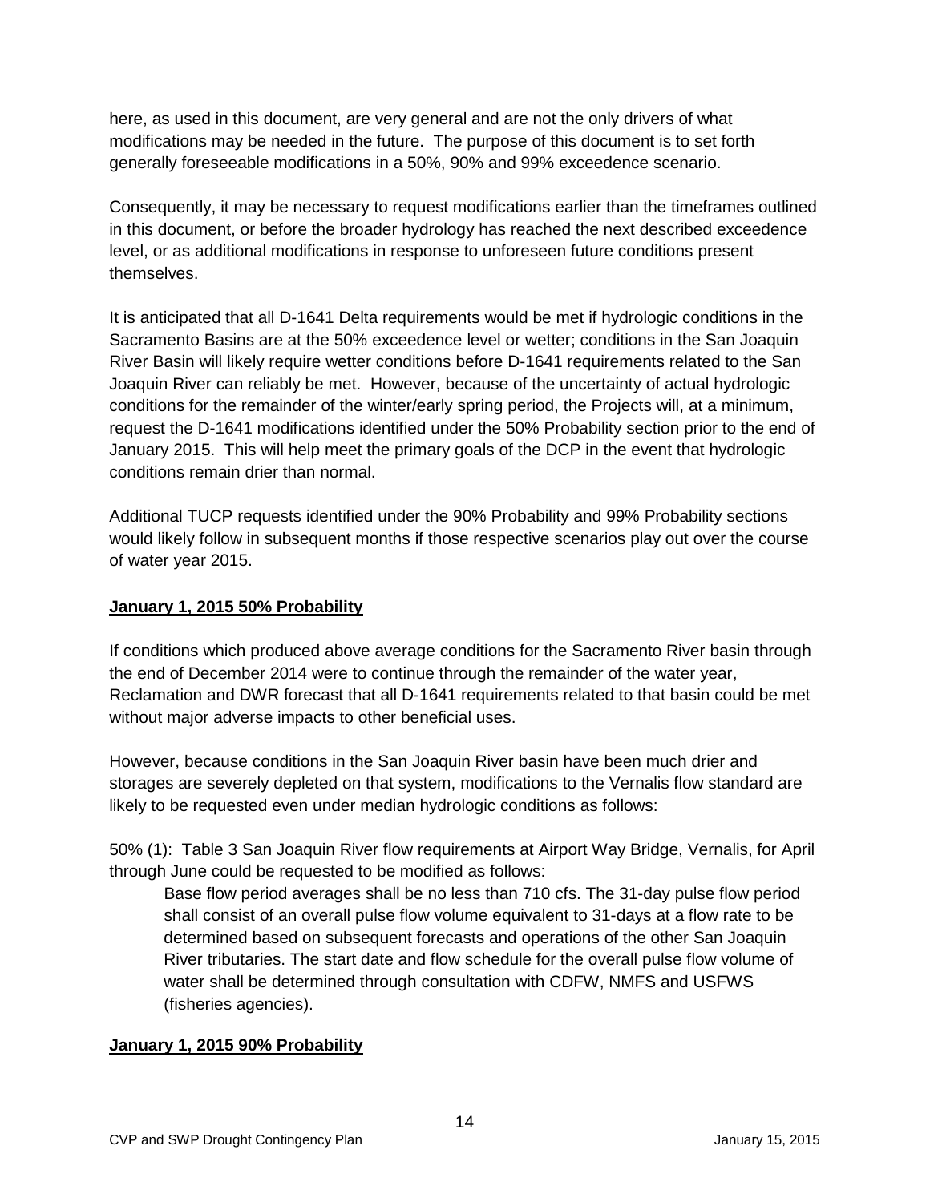here, as used in this document, are very general and are not the only drivers of what modifications may be needed in the future. The purpose of this document is to set forth generally foreseeable modifications in a 50%, 90% and 99% exceedence scenario.

Consequently, it may be necessary to request modifications earlier than the timeframes outlined in this document, or before the broader hydrology has reached the next described exceedence level, or as additional modifications in response to unforeseen future conditions present themselves.

It is anticipated that all D-1641 Delta requirements would be met if hydrologic conditions in the Sacramento Basins are at the 50% exceedence level or wetter; conditions in the San Joaquin River Basin will likely require wetter conditions before D-1641 requirements related to the San Joaquin River can reliably be met. However, because of the uncertainty of actual hydrologic conditions for the remainder of the winter/early spring period, the Projects will, at a minimum, request the D-1641 modifications identified under the 50% Probability section prior to the end of January 2015. This will help meet the primary goals of the DCP in the event that hydrologic conditions remain drier than normal.

Additional TUCP requests identified under the 90% Probability and 99% Probability sections would likely follow in subsequent months if those respective scenarios play out over the course of water year 2015.

**January 1, 2015 50% Probability**

If conditions which produced above average conditions for the Sacramento River basin through the end of December 2014 were to continue through the remainder of the water year, Reclamation and DWR forecast that all D-1641 requirements related to that basin could be met without major adverse impacts to other beneficial uses.

However, because conditions in the San Joaquin River basin have been much drier and storages are severely depleted on that system, modifications to the Vernalis flow standard are likely to be requested even under median hydrologic conditions as follows:

50% (1): Table 3 San Joaquin River flow requirements at Airport Way Bridge, Vernalis, for April through June could be requested to be modified as follows:

> Base flow period averages shall be no less than 710 cfs. The 31-day pulse flow period shall consist of an overall pulse flow volume equivalent to 31-days at a flow rate to be determined based on subsequent forecasts and operations of the other San Joaquin River tributaries. The start date and flow schedule for the overall pulse flow volume of water shall be determined through consultation with CDFW, NMFS and USFWS (fisheries agencies).

**January 1, 2015 90% Probability**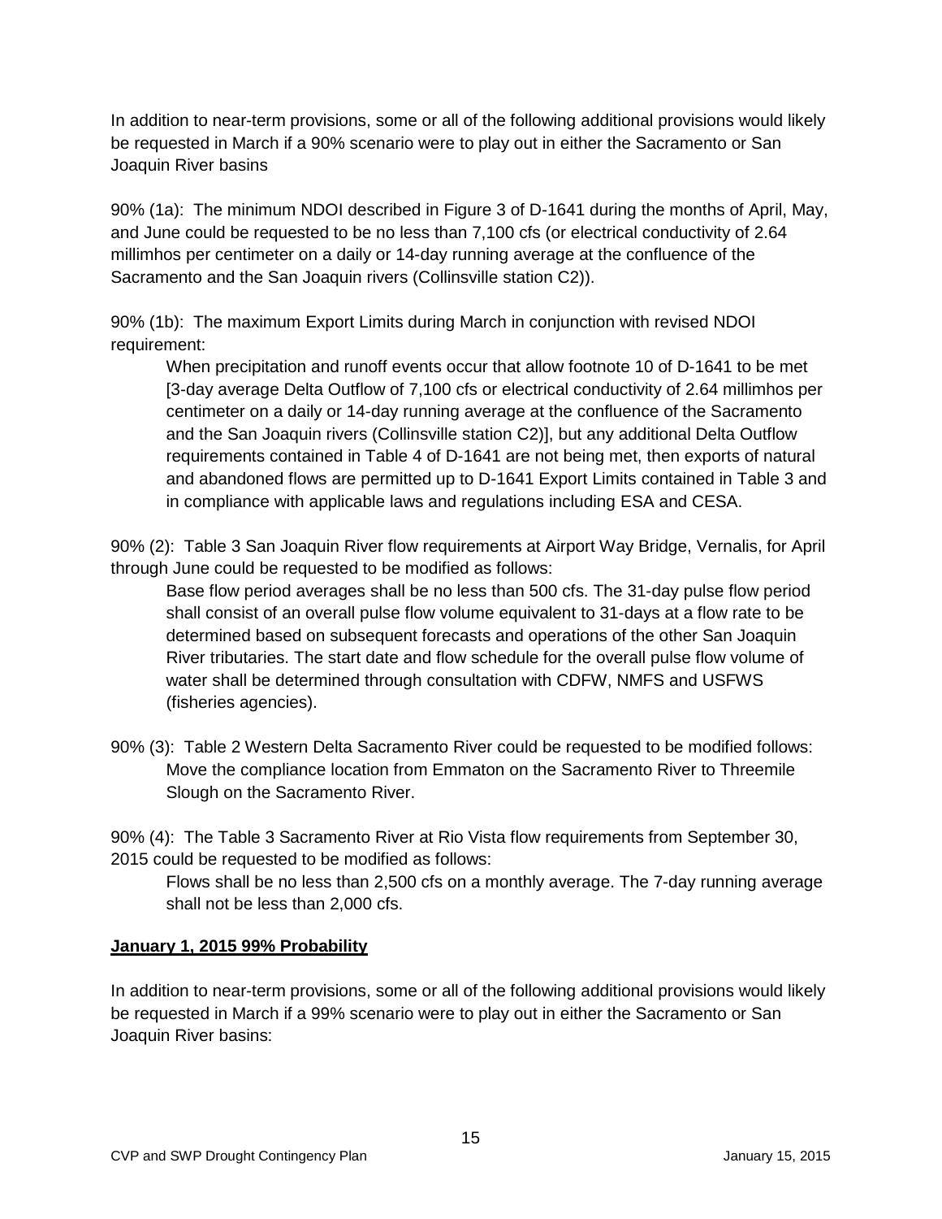In addition to near-term provisions, some or all of the following additional provisions would likely be requested in March if a 90% scenario were to play out in either the Sacramento or San Joaquin River basins

90% (1a): The minimum NDOI described in Figure 3 of D-1641 during the months of April, May, and June could be requested to be no less than 7,100 cfs (or electrical conductivity of 2.64 millimhos per centimeter on a daily or 14-day running average at the confluence of the Sacramento and the San Joaquin rivers (Collinsville station C2)).

90% (1b): The maximum Export Limits during March in conjunction with revised NDOI requirement:

> When precipitation and runoff events occur that allow footnote 10 of D-1641 to be met [3-day average Delta Outflow of 7,100 cfs or electrical conductivity of 2.64 millimhos per centimeter on a daily or 14-day running average at the confluence of the Sacramento and the San Joaquin rivers (Collinsville station C2)], but any additional Delta Outflow requirements contained in Table 4 of D-1641 are not being met, then exports of natural and abandoned flows are permitted up to D-1641 Export Limits contained in Table 3 and in compliance with applicable laws and regulations including ESA and CESA.

90% (2): Table 3 San Joaquin River flow requirements at Airport Way Bridge, Vernalis, for April through June could be requested to be modified as follows:

> Base flow period averages shall be no less than 500 cfs. The 31-day pulse flow period shall consist of an overall pulse flow volume equivalent to 31-days at a flow rate to be determined based on subsequent forecasts and operations of the other San Joaquin River tributaries. The start date and flow schedule for the overall pulse flow volume of water shall be determined through consultation with CDFW, NMFS and USFWS (fisheries agencies).

90% (3): Table 2 Western Delta Sacramento River could be requested to be modified follows:

> Move the compliance location from Emmaton on the Sacramento River to Threemile Slough on the Sacramento River.

90% (4): The Table 3 Sacramento River at Rio Vista flow requirements from September 30, 2015 could be requested to be modified as follows:

> Flows shall be no less than 2,500 cfs on a monthly average. The 7-day running average shall not be less than 2,000 cfs.

**January 1, 2015 99% Probability**

In addition to near-term provisions, some or all of the following additional provisions would likely be requested in March if a 99% scenario were to play out in either the Sacramento or San Joaquin River basins: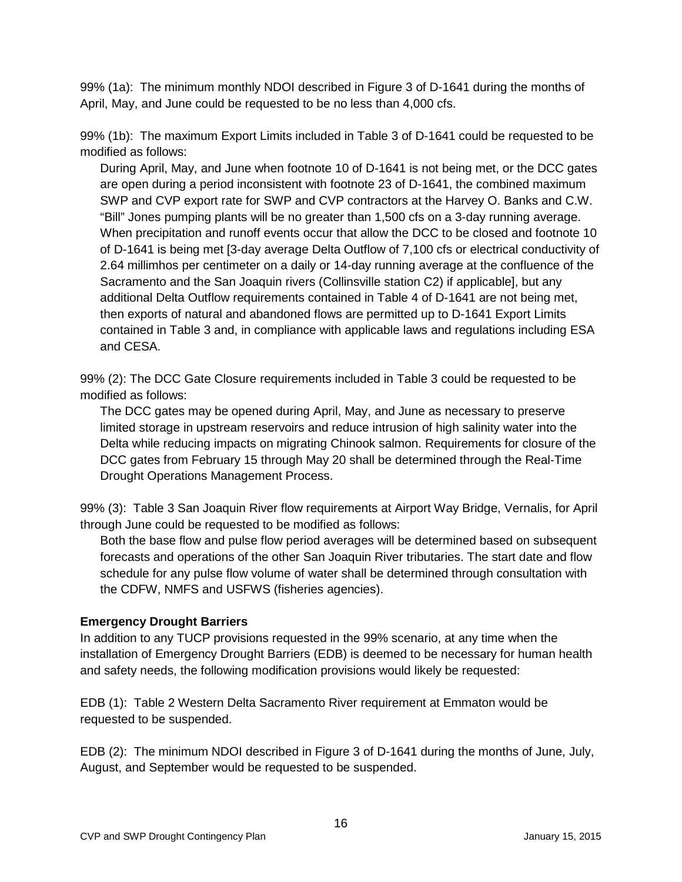99% (1a): The minimum monthly NDOI described in Figure 3 of D-1641 during the months of April, May, and June could be requested to be no less than 4,000 cfs.

99% (1b): The maximum Export Limits included in Table 3 of D-1641 could be requested to be modified as follows:

> During April, May, and June when footnote 10 of D-1641 is not being met, or the DCC gates are open during a period inconsistent with footnote 23 of D-1641, the combined maximum SWP and CVP export rate for SWP and CVP contractors at the Harvey O. Banks and C.W. "Bill" Jones pumping plants will be no greater than 1,500 cfs on a 3-day running average. When precipitation and runoff events occur that allow the DCC to be closed and footnote 10 of D-1641 is being met [3-day average Delta Outflow of 7,100 cfs or electrical conductivity of 2.64 millimhos per centimeter on a daily or 14-day running average at the confluence of the Sacramento and the San Joaquin rivers (Collinsville station C2) if applicable], but any additional Delta Outflow requirements contained in Table 4 of D-1641 are not being met, then exports of natural and abandoned flows are permitted up to D-1641 Export Limits contained in Table 3 and, in compliance with applicable laws and regulations including ESA and CESA.

99% (2): The DCC Gate Closure requirements included in Table 3 could be requested to be modified as follows:

> The DCC gates may be opened during April, May, and June as necessary to preserve limited storage in upstream reservoirs and reduce intrusion of high salinity water into the Delta while reducing impacts on migrating Chinook salmon. Requirements for closure of the DCC gates from February 15 through May 20 shall be determined through the Real-Time Drought Operations Management Process.

99% (3): Table 3 San Joaquin River flow requirements at Airport Way Bridge, Vernalis, for April through June could be requested to be modified as follows:

> Both the base flow and pulse flow period averages will be determined based on subsequent forecasts and operations of the other San Joaquin River tributaries. The start date and flow schedule for any pulse flow volume of water shall be determined through consultation with the CDFW, NMFS and USFWS (fisheries agencies).

**Emergency Drought Barriers**

In addition to any TUCP provisions requested in the 99% scenario, at any time when the installation of Emergency Drought Barriers (EDB) is deemed to be necessary for human health and safety needs, the following modification provisions would likely be requested:

EDB (1): Table 2 Western Delta Sacramento River requirement at Emmaton would be requested to be suspended.

EDB (2): The minimum NDOI described in Figure 3 of D-1641 during the months of June, July, August, and September would be requested to be suspended.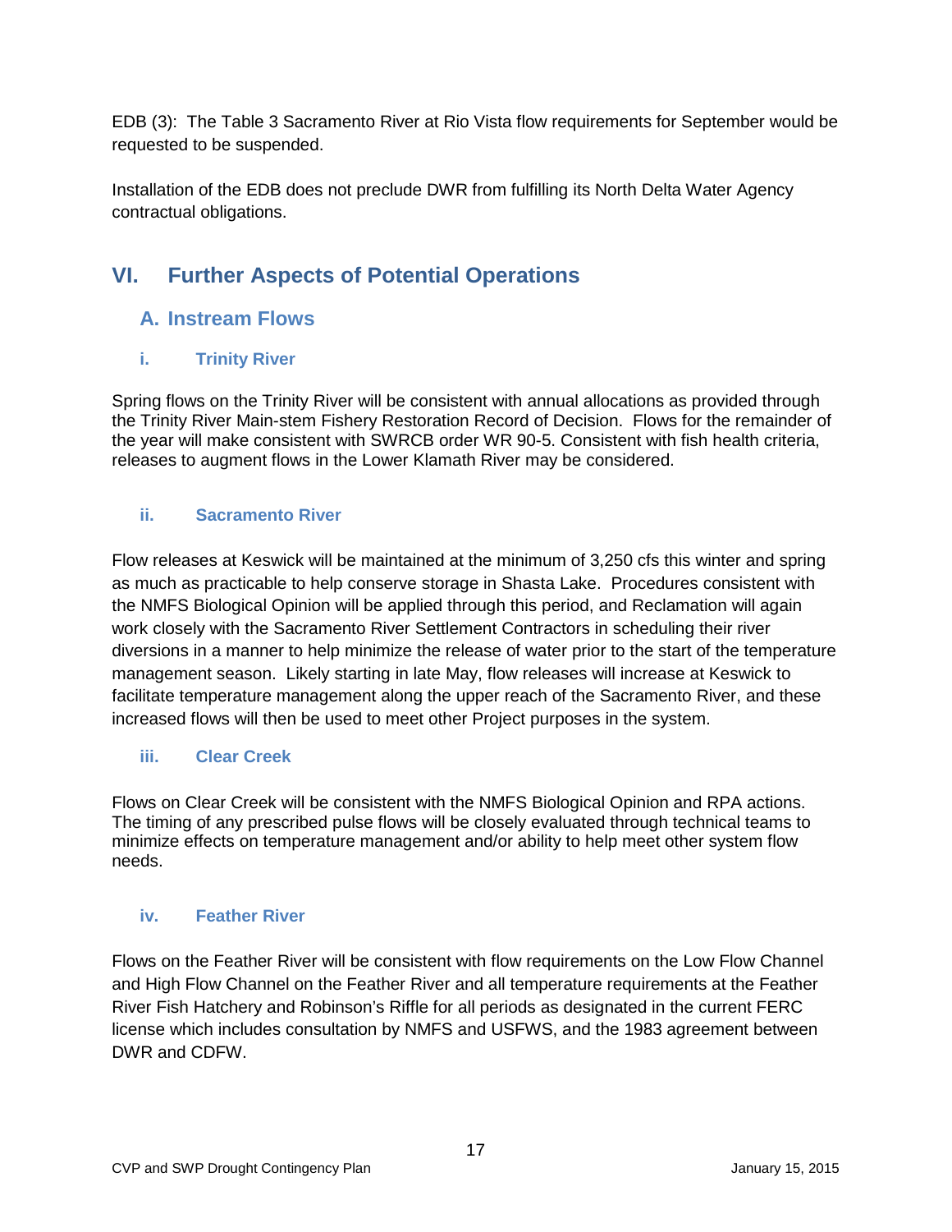EDB (3): The Table 3 Sacramento River at Rio Vista flow requirements for September would be requested to be suspended.

Installation of the EDB does not preclude DWR from fulfilling its North Delta Water Agency contractual obligations.

# VI. Further Aspects of Potential Operations

## A. Instream Flows

### i. Trinity River

Spring flows on the Trinity River will be consistent with annual allocations as provided through the Trinity River Main-stem Fishery Restoration Record of Decision. Flows for the remainder of the year will make consistent with SWRCB order WR 90-5. Consistent with fish health criteria, releases to augment flows in the Lower Klamath River may be considered.

### ii. Sacramento River

Flow releases at Keswick will be maintained at the minimum of 3,250 cfs this winter and spring as much as practicable to help conserve storage in Shasta Lake. Procedures consistent with the NMFS Biological Opinion will be applied through this period, and Reclamation will again work closely with the Sacramento River Settlement Contractors in scheduling their river diversions in a manner to help minimize the release of water prior to the start of the temperature management season. Likely starting in late May, flow releases will increase at Keswick to facilitate temperature management along the upper reach of the Sacramento River, and these increased flows will then be used to meet other Project purposes in the system.

### iii. Clear Creek

Flows on Clear Creek will be consistent with the NMFS Biological Opinion and RPA actions. The timing of any prescribed pulse flows will be closely evaluated through technical teams to minimize effects on temperature management and/or ability to help meet other system flow needs.

### iv. Feather River

Flows on the Feather River will be consistent with flow requirements on the Low Flow Channel and High Flow Channel on the Feather River and all temperature requirements at the Feather River Fish Hatchery and Robinson's Riffle for all periods as designated in the current FERC license which includes consultation by NMFS and USFWS, and the 1983 agreement between DWR and CDFW.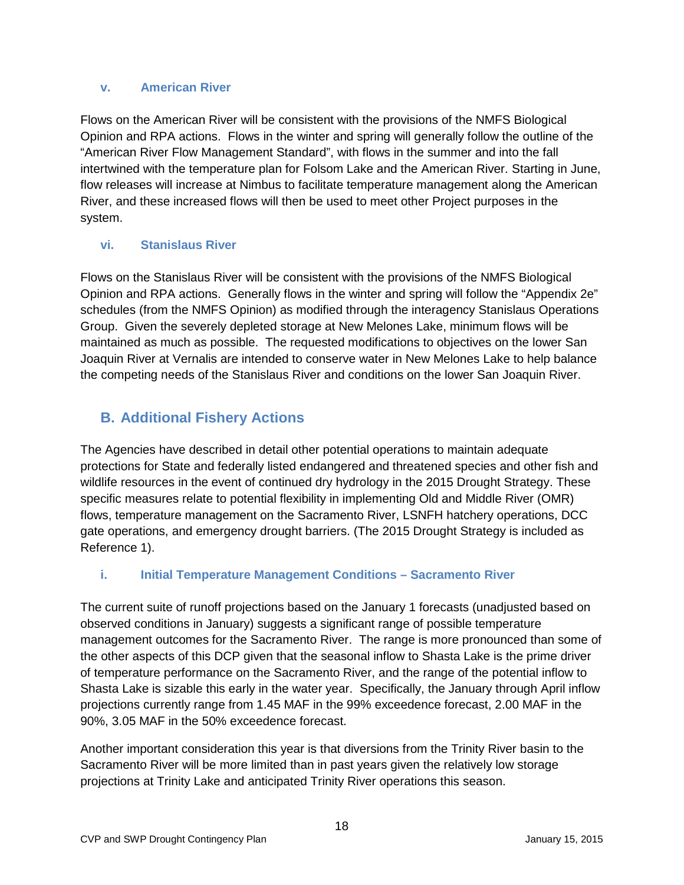### v. American River

Flows on the American River will be consistent with the provisions of the NMFS Biological Opinion and RPA actions. Flows in the winter and spring will generally follow the outline of the "American River Flow Management Standard", with flows in the summer and into the fall intertwined with the temperature plan for Folsom Lake and the American River. Starting in June, flow releases will increase at Nimbus to facilitate temperature management along the American River, and these increased flows will then be used to meet other Project purposes in the system.

### vi. Stanislaus River

Flows on the Stanislaus River will be consistent with the provisions of the NMFS Biological Opinion and RPA actions. Generally flows in the winter and spring will follow the "Appendix 2e" schedules (from the NMFS Opinion) as modified through the interagency Stanislaus Operations Group. Given the severely depleted storage at New Melones Lake, minimum flows will be maintained as much as possible. The requested modifications to objectives on the lower San Joaquin River at Vernalis are intended to conserve water in New Melones Lake to help balance the competing needs of the Stanislaus River and conditions on the lower San Joaquin River.

## B. Additional Fishery Actions

The Agencies have described in detail other potential operations to maintain adequate protections for State and federally listed endangered and threatened species and other fish and wildlife resources in the event of continued dry hydrology in the 2015 Drought Strategy. These specific measures relate to potential flexibility in implementing Old and Middle River (OMR) flows, temperature management on the Sacramento River, LSNFH hatchery operations, DCC gate operations, and emergency drought barriers. (The 2015 Drought Strategy is included as Reference 1).

### i. Initial Temperature Management Conditions – Sacramento River

The current suite of runoff projections based on the January 1 forecasts (unadjusted based on observed conditions in January) suggests a significant range of possible temperature management outcomes for the Sacramento River. The range is more pronounced than some of the other aspects of this DCP given that the seasonal inflow to Shasta Lake is the prime driver of temperature performance on the Sacramento River, and the range of the potential inflow to Shasta Lake is sizable this early in the water year. Specifically, the January through April inflow projections currently range from 1.45 MAF in the 99% exceedence forecast, 2.00 MAF in the 90%, 3.05 MAF in the 50% exceedence forecast.

Another important consideration this year is that diversions from the Trinity River basin to the Sacramento River will be more limited than in past years given the relatively low storage projections at Trinity Lake and anticipated Trinity River operations this season.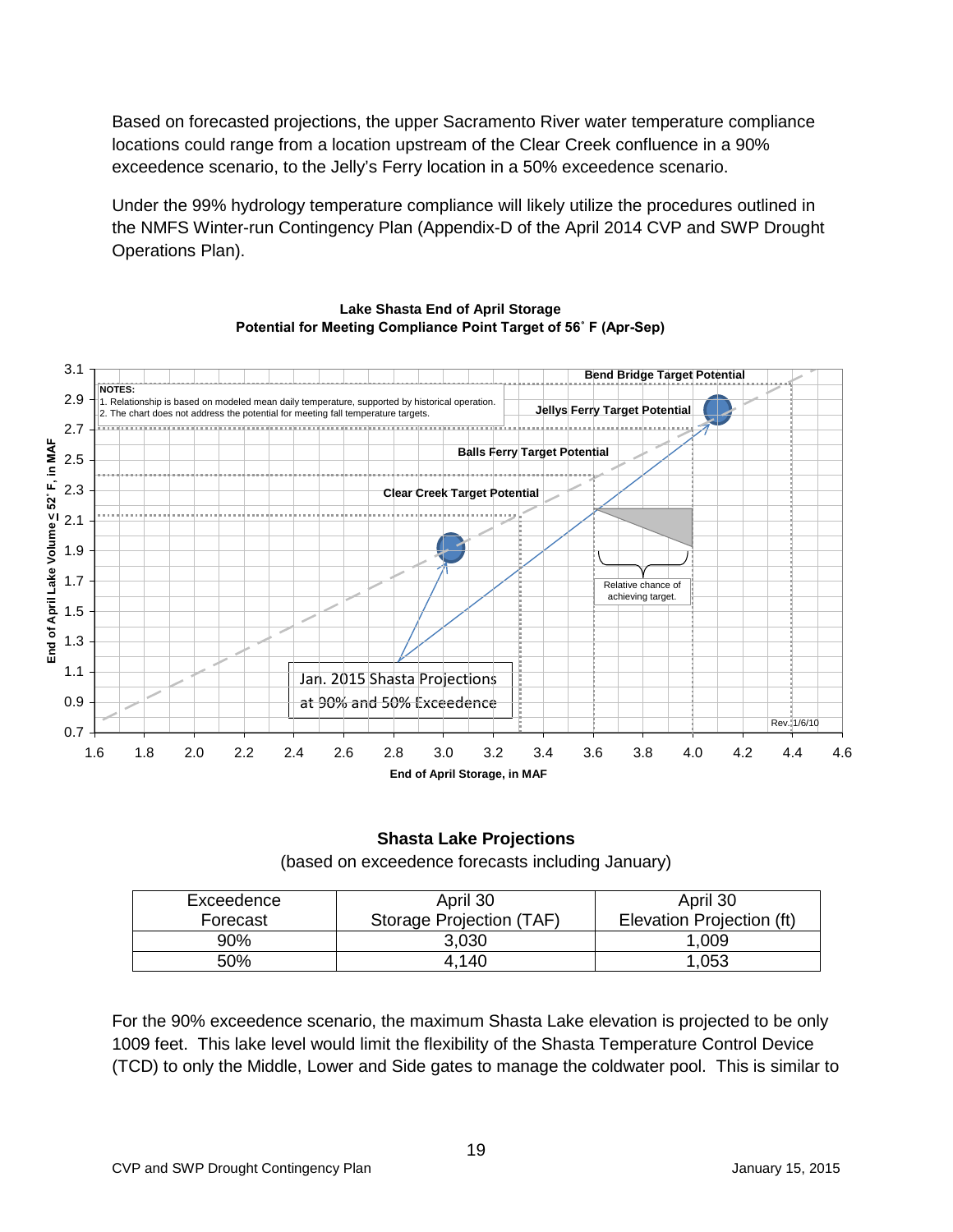Based on forecasted projections, the upper Sacramento River water temperature compliance locations could range from a location upstream of the Clear Creek confluence in a 90% exceedence scenario, to the Jelly's Ferry location in a 50% exceedence scenario.

Under the 99% hydrology temperature compliance will likely utilize the procedures outlined in the NMFS Winter-run Contingency Plan (Appendix-D of the April 2014 CVP and SWP Drought Operations Plan).

**Lake Shasta End of April Storage**
**Potential for Meeting Compliance Point Target of 56˚ F (Apr-Sep)**

**Shasta Lake Projections**

(based on exceedence forecasts including January)

| Exceedence Forecast | April 30 Storage Projection (TAF) | April 30 Elevation Projection (ft) |
|---|---|---|
| 90% | 3,030 | 1,009 |
| 50% | 4,140 | 1,053 |

For the 90% exceedence scenario, the maximum Shasta Lake elevation is projected to be only 1009 feet. This lake level would limit the flexibility of the Shasta Temperature Control Device (TCD) to only the Middle, Lower and Side gates to manage the coldwater pool. This is similar to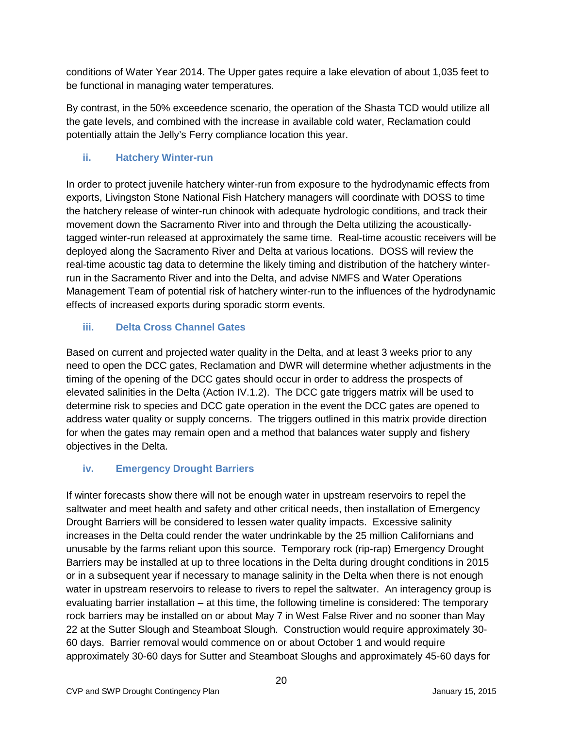conditions of Water Year 2014. The Upper gates require a lake elevation of about 1,035 feet to be functional in managing water temperatures.

By contrast, in the 50% exceedence scenario, the operation of the Shasta TCD would utilize all the gate levels, and combined with the increase in available cold water, Reclamation could potentially attain the Jelly's Ferry compliance location this year.

### ii. Hatchery Winter-run

In order to protect juvenile hatchery winter-run from exposure to the hydrodynamic effects from exports, Livingston Stone National Fish Hatchery managers will coordinate with DOSS to time the hatchery release of winter-run chinook with adequate hydrologic conditions, and track their movement down the Sacramento River into and through the Delta utilizing the acoustically-tagged winter-run released at approximately the same time. Real-time acoustic receivers will be deployed along the Sacramento River and Delta at various locations. DOSS will review the real-time acoustic tag data to determine the likely timing and distribution of the hatchery winter-run in the Sacramento River and into the Delta, and advise NMFS and Water Operations Management Team of potential risk of hatchery winter-run to the influences of the hydrodynamic effects of increased exports during sporadic storm events.

### iii. Delta Cross Channel Gates

Based on current and projected water quality in the Delta, and at least 3 weeks prior to any need to open the DCC gates, Reclamation and DWR will determine whether adjustments in the timing of the opening of the DCC gates should occur in order to address the prospects of elevated salinities in the Delta (Action IV.1.2). The DCC gate triggers matrix will be used to determine risk to species and DCC gate operation in the event the DCC gates are opened to address water quality or supply concerns. The triggers outlined in this matrix provide direction for when the gates may remain open and a method that balances water supply and fishery objectives in the Delta.

### iv. Emergency Drought Barriers

If winter forecasts show there will not be enough water in upstream reservoirs to repel the saltwater and meet health and safety and other critical needs, then installation of Emergency Drought Barriers will be considered to lessen water quality impacts. Excessive salinity increases in the Delta could render the water undrinkable by the 25 million Californians and unusable by the farms reliant upon this source. Temporary rock (rip-rap) Emergency Drought Barriers may be installed at up to three locations in the Delta during drought conditions in 2015 or in a subsequent year if necessary to manage salinity in the Delta when there is not enough water in upstream reservoirs to release to rivers to repel the saltwater. An interagency group is evaluating barrier installation – at this time, the following timeline is considered: The temporary rock barriers may be installed on or about May 7 in West False River and no sooner than May 22 at the Sutter Slough and Steamboat Slough. Construction would require approximately 30-60 days. Barrier removal would commence on or about October 1 and would require approximately 30-60 days for Sutter and Steamboat Sloughs and approximately 45-60 days for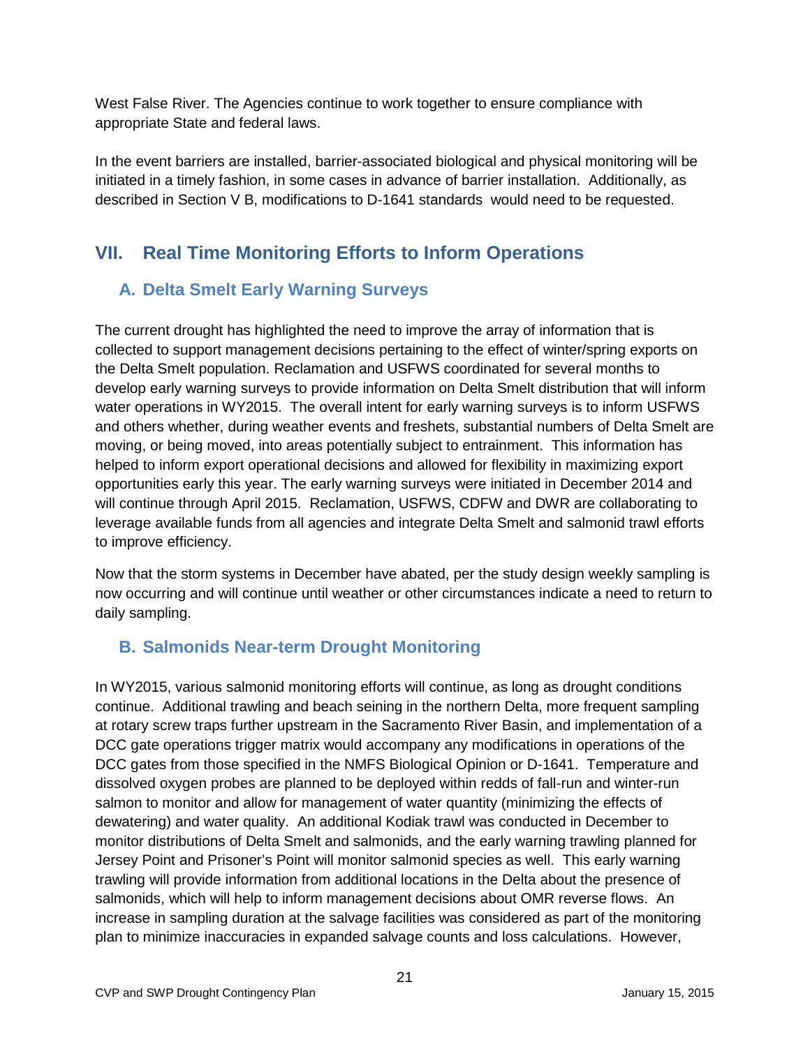West False River. The Agencies continue to work together to ensure compliance with appropriate State and federal laws.

In the event barriers are installed, barrier-associated biological and physical monitoring will be initiated in a timely fashion, in some cases in advance of barrier installation. Additionally, as described in Section V B, modifications to D-1641 standards would need to be requested.

## VII. Real Time Monitoring Efforts to Inform Operations

### A. Delta Smelt Early Warning Surveys

The current drought has highlighted the need to improve the array of information that is collected to support management decisions pertaining to the effect of winter/spring exports on the Delta Smelt population. Reclamation and USFWS coordinated for several months to develop early warning surveys to provide information on Delta Smelt distribution that will inform water operations in WY2015. The overall intent for early warning surveys is to inform USFWS and others whether, during weather events and freshets, substantial numbers of Delta Smelt are moving, or being moved, into areas potentially subject to entrainment. This information has helped to inform export operational decisions and allowed for flexibility in maximizing export opportunities early this year. The early warning surveys were initiated in December 2014 and will continue through April 2015. Reclamation, USFWS, CDFW and DWR are collaborating to leverage available funds from all agencies and integrate Delta Smelt and salmonid trawl efforts to improve efficiency.

Now that the storm systems in December have abated, per the study design weekly sampling is now occurring and will continue until weather or other circumstances indicate a need to return to daily sampling.

### B. Salmonids Near-term Drought Monitoring

In WY2015, various salmonid monitoring efforts will continue, as long as drought conditions continue. Additional trawling and beach seining in the northern Delta, more frequent sampling at rotary screw traps further upstream in the Sacramento River Basin, and implementation of a DCC gate operations trigger matrix would accompany any modifications in operations of the DCC gates from those specified in the NMFS Biological Opinion or D-1641. Temperature and dissolved oxygen probes are planned to be deployed within redds of fall-run and winter-run salmon to monitor and allow for management of water quantity (minimizing the effects of dewatering) and water quality. An additional Kodiak trawl was conducted in December to monitor distributions of Delta Smelt and salmonids, and the early warning trawling planned for Jersey Point and Prisoner's Point will monitor salmonid species as well. This early warning trawling will provide information from additional locations in the Delta about the presence of salmonids, which will help to inform management decisions about OMR reverse flows. An increase in sampling duration at the salvage facilities was considered as part of the monitoring plan to minimize inaccuracies in expanded salvage counts and loss calculations. However,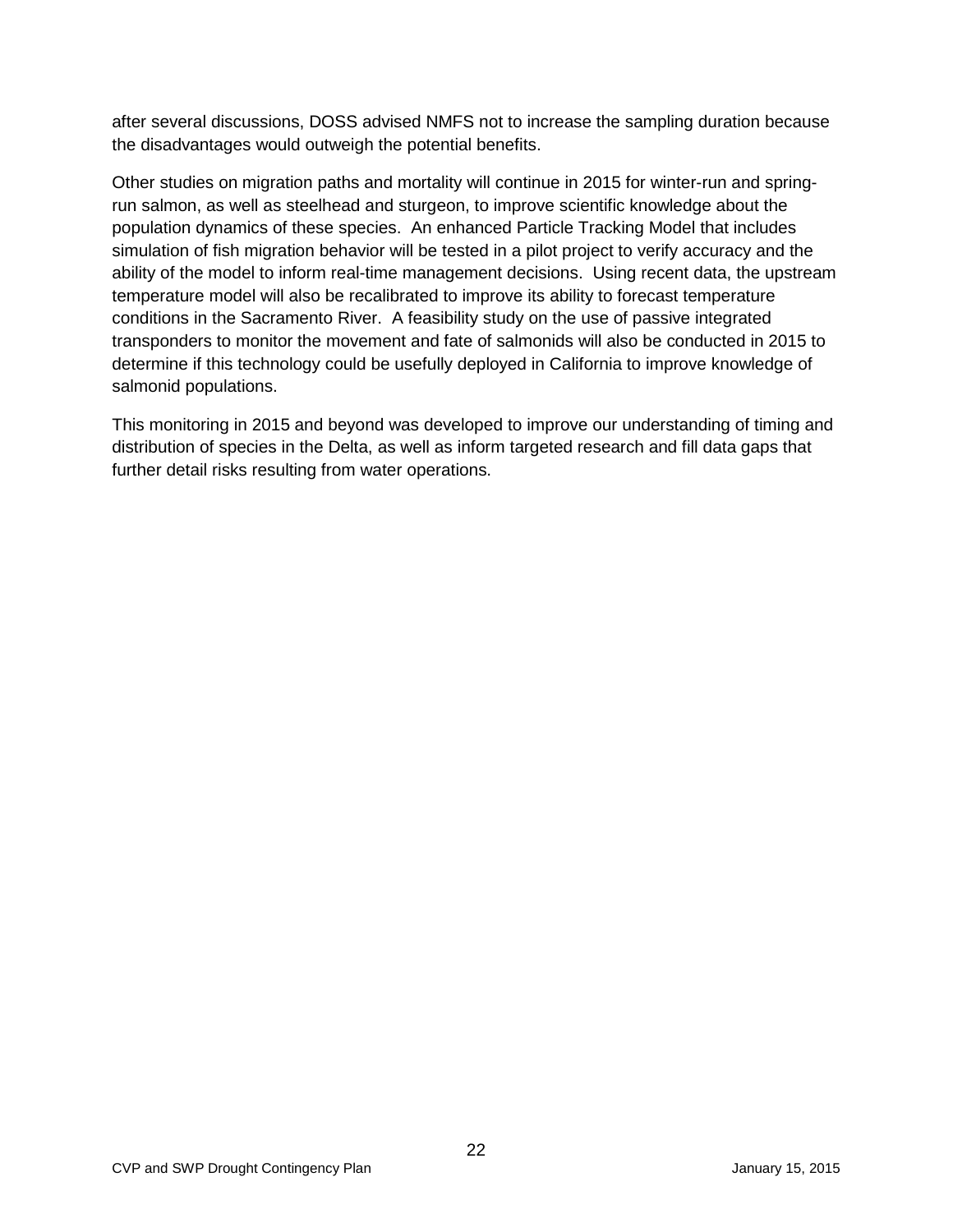after several discussions, DOSS advised NMFS not to increase the sampling duration because the disadvantages would outweigh the potential benefits.

Other studies on migration paths and mortality will continue in 2015 for winter-run and spring-run salmon, as well as steelhead and sturgeon, to improve scientific knowledge about the population dynamics of these species. An enhanced Particle Tracking Model that includes simulation of fish migration behavior will be tested in a pilot project to verify accuracy and the ability of the model to inform real-time management decisions. Using recent data, the upstream temperature model will also be recalibrated to improve its ability to forecast temperature conditions in the Sacramento River. A feasibility study on the use of passive integrated transponders to monitor the movement and fate of salmonids will also be conducted in 2015 to determine if this technology could be usefully deployed in California to improve knowledge of salmonid populations.

This monitoring in 2015 and beyond was developed to improve our understanding of timing and distribution of species in the Delta, as well as inform targeted research and fill data gaps that further detail risks resulting from water operations.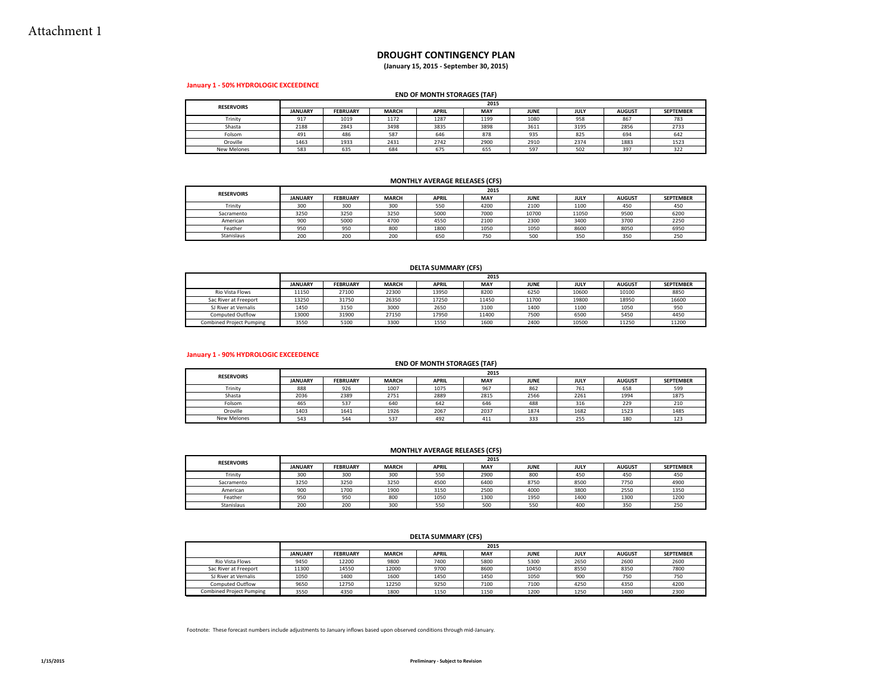Attachment 1

# DROUGHT CONTINGENCY PLAN

**(January 15, 2015 - September 30, 2015)**

**January 1 - 50% HYDROLOGIC EXCEEDENCE**

**END OF MONTH STORAGES (TAF)**

| RESERVOIRS | 2015 | | | | | | | | |
|---|---|---|---|---|---|---|---|---|---|
| | JANUARY | FEBRUARY | MARCH | APRIL | MAY | JUNE | JULY | AUGUST | SEPTEMBER |
| Trinity | 917 | 1019 | 1172 | 1287 | 1199 | 1080 | 958 | 867 | 783 |
| Shasta | 2188 | 2843 | 3498 | 3835 | 3898 | 3611 | 3195 | 2856 | 2733 |
| Folsom | 491 | 486 | 587 | 646 | 878 | 935 | 825 | 694 | 642 |
| Oroville | 1463 | 1933 | 2431 | 2742 | 2900 | 2910 | 2374 | 1883 | 1523 |
| New Melones | 583 | 635 | 684 | 675 | 655 | 597 | 502 | 397 | 322 |

**MONTHLY AVERAGE RELEASES (CFS)**

| RESERVOIRS | 2015 | | | | | | | | |
|---|---|---|---|---|---|---|---|---|---|
| | JANUARY | FEBRUARY | MARCH | APRIL | MAY | JUNE | JULY | AUGUST | SEPTEMBER |
| Trinity | 300 | 300 | 300 | 550 | 4200 | 2100 | 1100 | 450 | 450 |
| Sacramento | 3250 | 3250 | 3250 | 5000 | 7000 | 10700 | 11050 | 9500 | 6200 |
| American | 900 | 5000 | 4700 | 4550 | 2100 | 2300 | 3400 | 3700 | 2250 |
| Feather | 950 | 950 | 800 | 1800 | 1050 | 1050 | 8600 | 8050 | 6950 |
| Stanislaus | 200 | 200 | 200 | 650 | 750 | 500 | 350 | 350 | 250 |

**DELTA SUMMARY (CFS)**

| | 2015 | | | | | | | | |
|---|---|---|---|---|---|---|---|---|---|
| | JANUARY | FEBRUARY | MARCH | APRIL | MAY | JUNE | JULY | AUGUST | SEPTEMBER |
| Rio Vista Flows | 11150 | 27100 | 22300 | 13950 | 8200 | 6250 | 10600 | 10100 | 8850 |
| Sac River at Freeport | 13250 | 31750 | 26350 | 17250 | 11450 | 11700 | 19800 | 18950 | 16600 |
| SJ River at Vernalis | 1450 | 3150 | 3000 | 2650 | 3100 | 1400 | 1100 | 1050 | 950 |
| Computed Outflow | 13000 | 31900 | 27150 | 17950 | 11400 | 7500 | 6500 | 5450 | 4450 |
| Combined Project Pumping | 3550 | 5100 | 3300 | 1550 | 1600 | 2400 | 10500 | 11250 | 11200 |

**January 1 - 90% HYDROLOGIC EXCEEDENCE**

**END OF MONTH STORAGES (TAF)**

| RESERVOIRS | 2015 | | | | | | | | |
|---|---|---|---|---|---|---|---|---|---|
| | JANUARY | FEBRUARY | MARCH | APRIL | MAY | JUNE | JULY | AUGUST | SEPTEMBER |
| Trinity | 888 | 926 | 1007 | 1075 | 967 | 862 | 761 | 658 | 599 |
| Shasta | 2036 | 2389 | 2751 | 2889 | 2815 | 2566 | 2261 | 1994 | 1875 |
| Folsom | 465 | 537 | 640 | 642 | 646 | 488 | 316 | 229 | 210 |
| Oroville | 1403 | 1641 | 1926 | 2067 | 2037 | 1874 | 1682 | 1523 | 1485 |
| New Melones | 543 | 544 | 537 | 492 | 411 | 333 | 255 | 180 | 123 |

**MONTHLY AVERAGE RELEASES (CFS)**

| RESERVOIRS | 2015 | | | | | | | | |
|---|---|---|---|---|---|---|---|---|---|
| | JANUARY | FEBRUARY | MARCH | APRIL | MAY | JUNE | JULY | AUGUST | SEPTEMBER |
| Trinity | 300 | 300 | 300 | 550 | 2900 | 800 | 450 | 450 | 450 |
| Sacramento | 3250 | 3250 | 3250 | 4500 | 6400 | 8750 | 8500 | 7750 | 4900 |
| American | 900 | 1700 | 1900 | 3150 | 2500 | 4000 | 3800 | 2550 | 1350 |
| Feather | 950 | 950 | 800 | 1050 | 1300 | 1950 | 1400 | 1300 | 1200 |
| Stanislaus | 200 | 200 | 300 | 550 | 500 | 550 | 400 | 350 | 250 |

**DELTA SUMMARY (CFS)**

| | 2015 | | | | | | | | |
|---|---|---|---|---|---|---|---|---|---|
| | JANUARY | FEBRUARY | MARCH | APRIL | MAY | JUNE | JULY | AUGUST | SEPTEMBER |
| Rio Vista Flows | 9450 | 12200 | 9800 | 7400 | 5800 | 5300 | 2650 | 2600 | 2600 |
| Sac River at Freeport | 11300 | 14550 | 12000 | 9700 | 8600 | 10450 | 8550 | 8350 | 7800 |
| SJ River at Vernalis | 1050 | 1400 | 1600 | 1450 | 1450 | 1050 | 900 | 750 | 750 |
| Computed Outflow | 9650 | 12750 | 12250 | 9250 | 7100 | 7100 | 4250 | 4350 | 4200 |
| Combined Project Pumping | 3550 | 4350 | 1800 | 1150 | 1150 | 1200 | 1250 | 1400 | 2300 |

Footnote: These forecast numbers include adjustments to January inflows based upon observed conditions through mid-January.

1/15/2015

Preliminary - Subject to Revision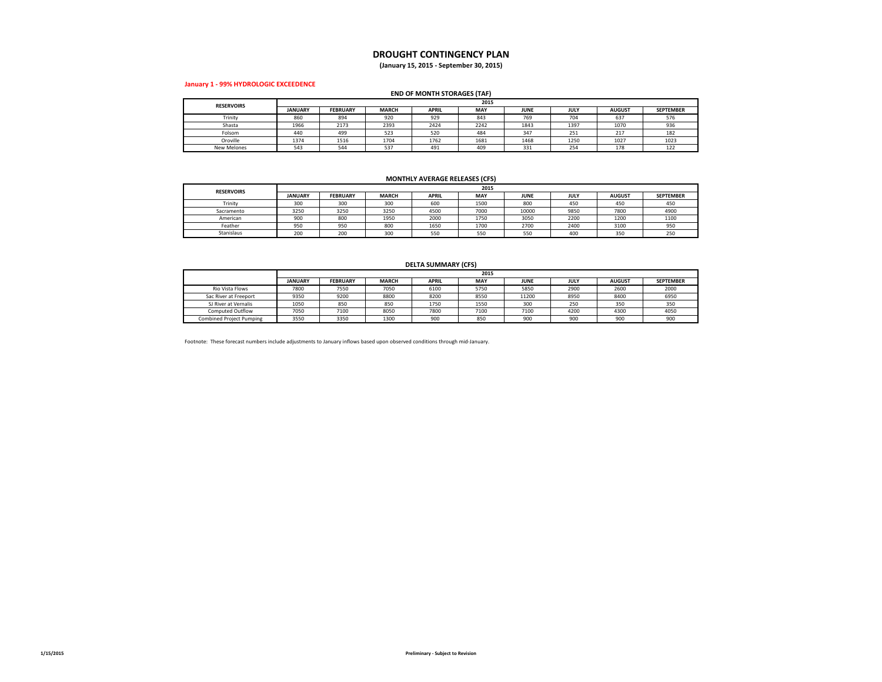# DROUGHT CONTINGENCY PLAN

**(January 15, 2015 - September 30, 2015)**

**January 1 - 99% HYDROLOGIC EXCEEDENCE**

**END OF MONTH STORAGES (TAF)**

| RESERVOIRS | 2015 | | | | | | | | |
|---|---|---|---|---|---|---|---|---|---|
| | JANUARY | FEBRUARY | MARCH | APRIL | MAY | JUNE | JULY | AUGUST | SEPTEMBER |
| Trinity | 860 | 894 | 920 | 929 | 843 | 769 | 704 | 637 | 576 |
| Shasta | 1966 | 2173 | 2393 | 2424 | 2242 | 1843 | 1397 | 1070 | 936 |
| Folsom | 440 | 499 | 523 | 520 | 484 | 347 | 251 | 217 | 182 |
| Oroville | 1374 | 1516 | 1704 | 1762 | 1681 | 1468 | 1250 | 1027 | 1023 |
| New Melones | 543 | 544 | 537 | 491 | 409 | 331 | 254 | 178 | 122 |

**MONTHLY AVERAGE RELEASES (CFS)**

| RESERVOIRS | 2015 | | | | | | | | |
|---|---|---|---|---|---|---|---|---|---|
| | JANUARY | FEBRUARY | MARCH | APRIL | MAY | JUNE | JULY | AUGUST | SEPTEMBER |
| Trinity | 300 | 300 | 300 | 600 | 1500 | 800 | 450 | 450 | 450 |
| Sacramento | 3250 | 3250 | 3250 | 4500 | 7000 | 10000 | 9850 | 7800 | 4900 |
| American | 900 | 800 | 1950 | 2000 | 1750 | 3050 | 2200 | 1200 | 1100 |
| Feather | 950 | 950 | 800 | 1650 | 1700 | 2700 | 2400 | 3100 | 950 |
| Stanislaus | 200 | 200 | 300 | 550 | 550 | 550 | 400 | 350 | 250 |

**DELTA SUMMARY (CFS)**

| | 2015 | | | | | | | | |
|---|---|---|---|---|---|---|---|---|---|
| | JANUARY | FEBRUARY | MARCH | APRIL | MAY | JUNE | JULY | AUGUST | SEPTEMBER |
| Rio Vista Flows | 7800 | 7550 | 7050 | 6100 | 5750 | 5850 | 2900 | 2600 | 2000 |
| Sac River at Freeport | 9350 | 9200 | 8800 | 8200 | 8550 | 11200 | 8950 | 8400 | 6950 |
| SJ River at Vernalis | 1050 | 850 | 850 | 1750 | 1550 | 300 | 250 | 350 | 350 |
| Computed Outflow | 7050 | 7100 | 8050 | 7800 | 7100 | 7100 | 4200 | 4300 | 4050 |
| Combined Project Pumping | 3550 | 3350 | 1300 | 900 | 850 | 900 | 900 | 900 | 900 |

Footnote: These forecast numbers include adjustments to January inflows based upon observed conditions through mid-January.

1/15/2015

**Preliminary - Subject to Revision**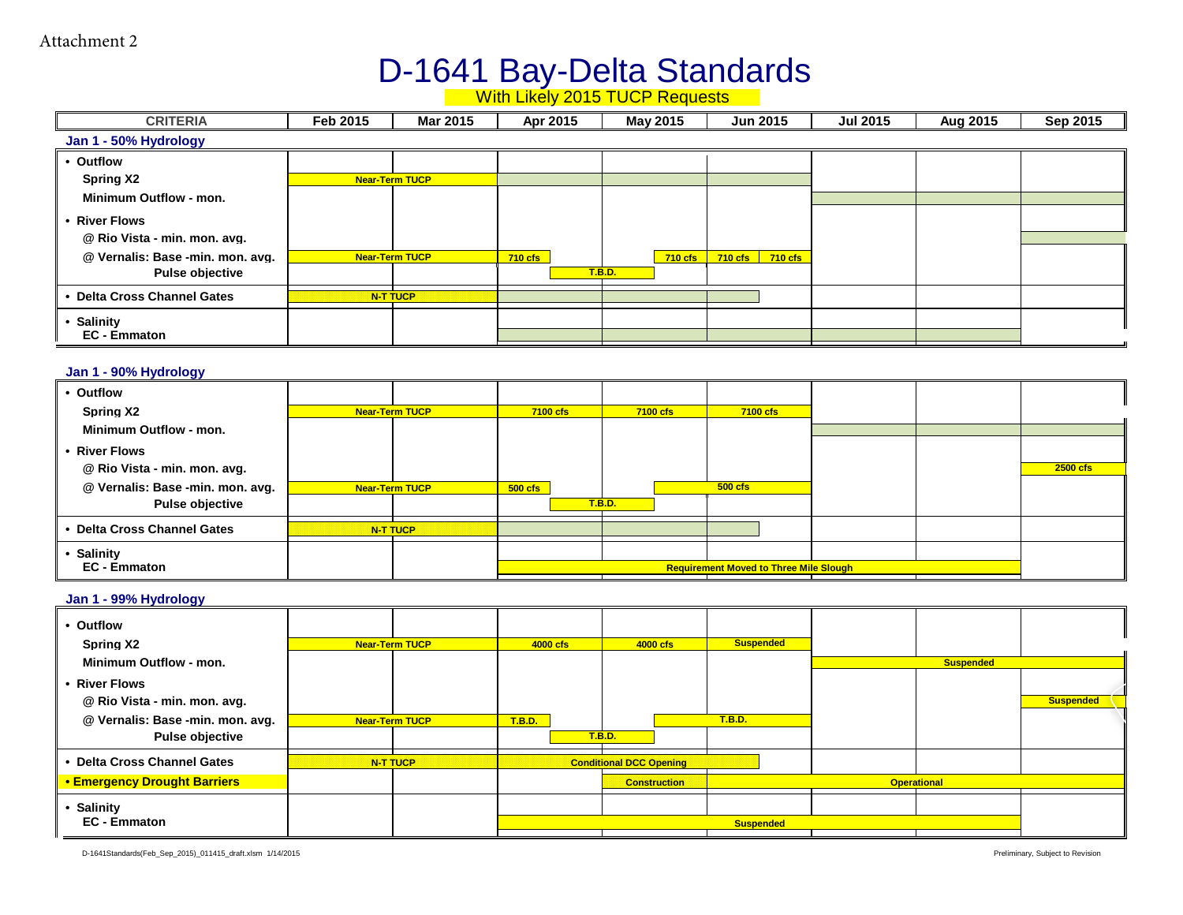Attachment 2

# D-1641 Bay-Delta Standards

## With Likely 2015 TUCP Requests

### Jan 1 - 50% Hydrology

| CRITERIA | Feb 2015 | Mar 2015 | Apr 2015 | May 2015 | Jun 2015 | Jul 2015 | Aug 2015 | Sep 2015 |
|---|---|---|---|---|---|---|---|---|
| • Outflow | | | | | | | | |
| Spring X2 | Near-Term TUCP | | | | | | | |
| Minimum Outflow - mon. | | | | | | | | |
| • River Flows | | | | | | | | |
| @ Rio Vista - min. mon. avg. | | | | | | | | |
| @ Vernalis: Base -min. mon. avg. | Near-Term TUCP | | 710 cfs | 710 cfs | 710 cfs / 710 cfs | | | |
| Pulse objective | | | T.B.D. | | | | | |
| • Delta Cross Channel Gates | N-T TUCP | | | | | | | |
| • Salinity EC - Emmaton | | | | | | | | |

### Jan 1 - 90% Hydrology

| CRITERIA | Feb 2015 | Mar 2015 | Apr 2015 | May 2015 | Jun 2015 | Jul 2015 | Aug 2015 | Sep 2015 |
|---|---|---|---|---|---|---|---|---|
| • Outflow | | | | | | | | |
| Spring X2 | Near-Term TUCP | | 7100 cfs | 7100 cfs | 7100 cfs | | | |
| Minimum Outflow - mon. | | | | | | | | |
| • River Flows | | | | | | | | |
| @ Rio Vista - min. mon. avg. | | | | | | | | 2500 cfs |
| @ Vernalis: Base -min. mon. avg. | Near-Term TUCP | | 500 cfs | 500 cfs | | | | |
| Pulse objective | | | T.B.D. | | | | | |
| • Delta Cross Channel Gates | N-T TUCP | | | | | | | |
| • Salinity EC - Emmaton | | | Requirement Moved to Three Mile Slough | | | | | |

### Jan 1 - 99% Hydrology

| CRITERIA | Feb 2015 | Mar 2015 | Apr 2015 | May 2015 | Jun 2015 | Jul 2015 | Aug 2015 | Sep 2015 |
|---|---|---|---|---|---|---|---|---|
| • Outflow | | | | | | | | |
| Spring X2 | Near-Term TUCP | | 4000 cfs | 4000 cfs | Suspended | | | |
| Minimum Outflow - mon. | | | | | | Suspended | | |
| • River Flows | | | | | | | | |
| @ Rio Vista - min. mon. avg. | | | | | | | | Suspended |
| @ Vernalis: Base -min. mon. avg. | Near-Term TUCP | | T.B.D. | T.B.D. | | | | |
| Pulse objective | | | T.B.D. | | | | | |
| • Delta Cross Channel Gates | N-T TUCP | | Conditional DCC Opening | | | | | |
| • Emergency Drought Barriers | | | | Construction | Operational | | | |
| • Salinity EC - Emmaton | | | Suspended | | | | | |

D-1641Standards(Feb_Sep_2015)_011415_draft.xlsm 1/14/2015

Preliminary, Subject to Revision